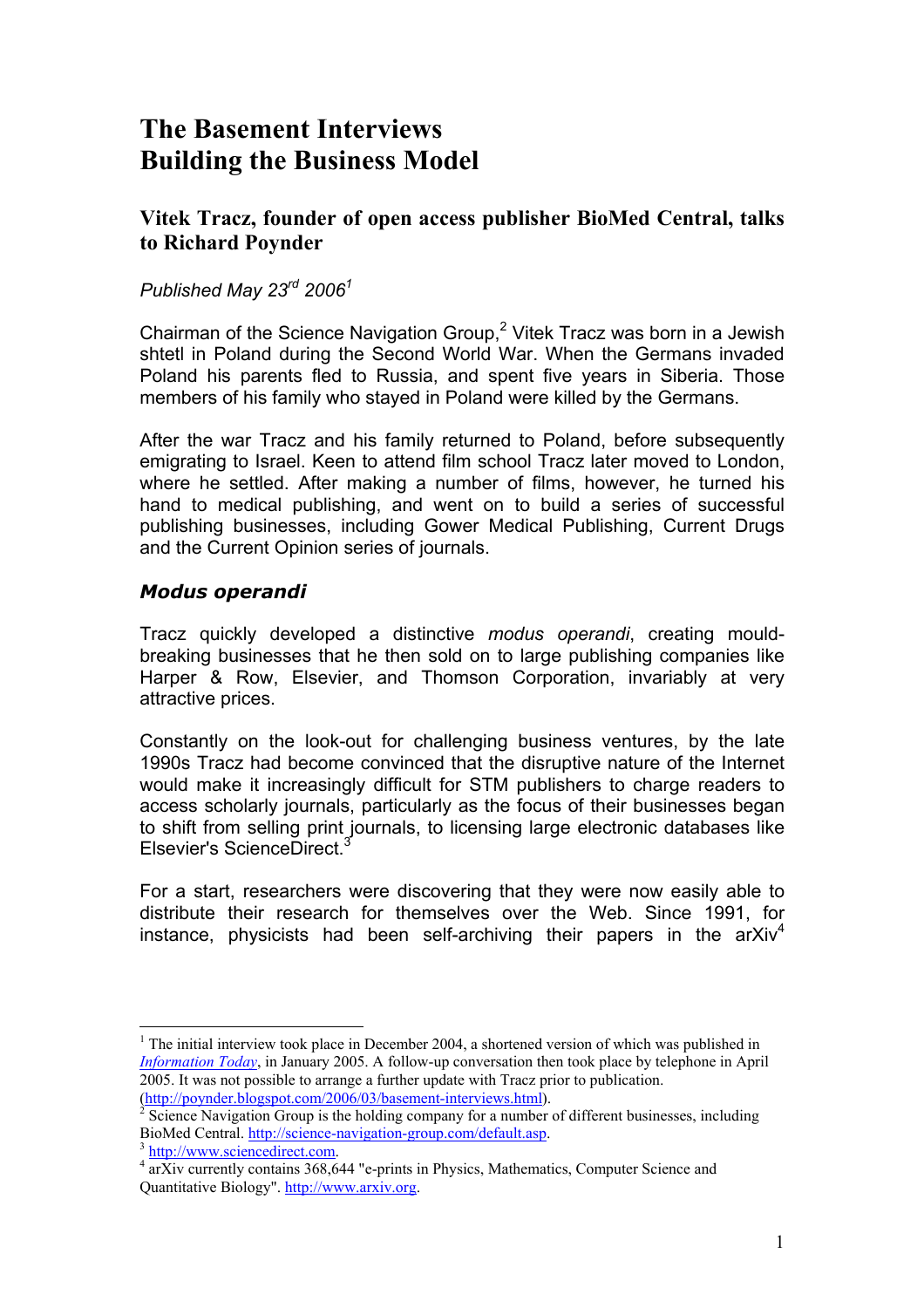# The Basement Interviews
# Building the Business Model

### Vitek Tracz, founder of open access publisher BioMed Central, talks to Richard Poynder

*Published May 23rd 2006*[1]

Chairman of the Science Navigation Group,[2] Vitek Tracz was born in a Jewish shtetl in Poland during the Second World War. When the Germans invaded Poland his parents fled to Russia, and spent five years in Siberia. Those members of his family who stayed in Poland were killed by the Germans.

After the war Tracz and his family returned to Poland, before subsequently emigrating to Israel. Keen to attend film school Tracz later moved to London, where he settled. After making a number of films, however, he turned his hand to medical publishing, and went on to build a series of successful publishing businesses, including Gower Medical Publishing, Current Drugs and the Current Opinion series of journals.

## *Modus operandi*

Tracz quickly developed a distinctive *modus operandi*, creating mould-breaking businesses that he then sold on to large publishing companies like Harper & Row, Elsevier, and Thomson Corporation, invariably at very attractive prices.

Constantly on the look-out for challenging business ventures, by the late 1990s Tracz had become convinced that the disruptive nature of the Internet would make it increasingly difficult for STM publishers to charge readers to access scholarly journals, particularly as the focus of their businesses began to shift from selling print journals, to licensing large electronic databases like Elsevier's ScienceDirect.[3]

For a start, researchers were discovering that they were now easily able to distribute their research for themselves over the Web. Since 1991, for instance, physicists had been self-archiving their papers in the arXiv[4]

---

[1] The initial interview took place in December 2004, a shortened version of which was published in *Information Today*, in January 2005. A follow-up conversation then took place by telephone in April 2005. It was not possible to arrange a further update with Tracz prior to publication. (http://poynder.blogspot.com/2006/03/basement-interviews.html).

[2] Science Navigation Group is the holding company for a number of different businesses, including BioMed Central. http://science-navigation-group.com/default.asp.

[3] http://www.sciencedirect.com.

[4] arXiv currently contains 368,644 "e-prints in Physics, Mathematics, Computer Science and Quantitative Biology". http://www.arxiv.org.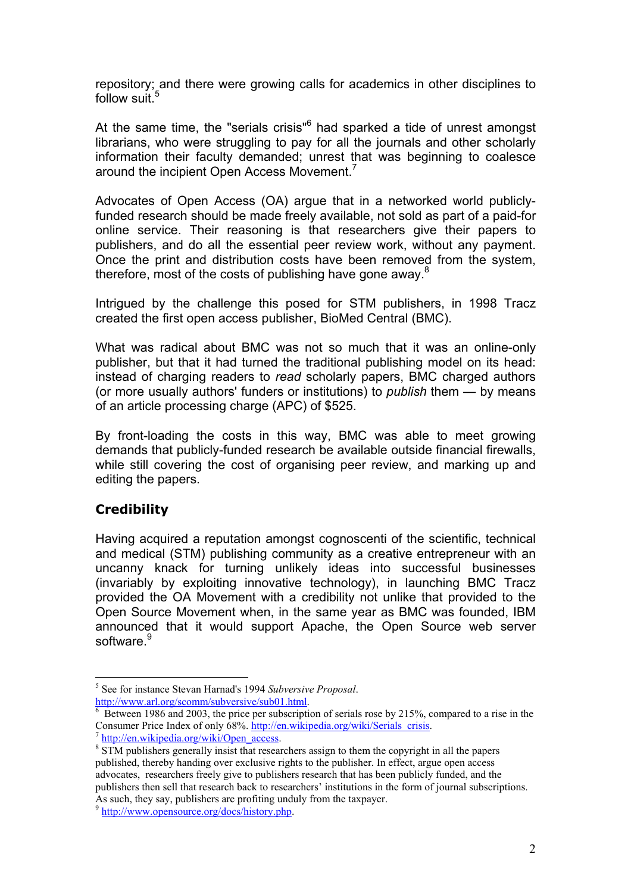repository; and there were growing calls for academics in other disciplines to follow suit.[5]

At the same time, the "serials crisis"[6] had sparked a tide of unrest amongst librarians, who were struggling to pay for all the journals and other scholarly information their faculty demanded; unrest that was beginning to coalesce around the incipient Open Access Movement.[7]

Advocates of Open Access (OA) argue that in a networked world publicly-funded research should be made freely available, not sold as part of a paid-for online service. Their reasoning is that researchers give their papers to publishers, and do all the essential peer review work, without any payment. Once the print and distribution costs have been removed from the system, therefore, most of the costs of publishing have gone away.[8]

Intrigued by the challenge this posed for STM publishers, in 1998 Tracz created the first open access publisher, BioMed Central (BMC).

What was radical about BMC was not so much that it was an online-only publisher, but that it had turned the traditional publishing model on its head: instead of charging readers to *read* scholarly papers, BMC charged authors (or more usually authors' funders or institutions) to *publish* them — by means of an article processing charge (APC) of $525.

By front-loading the costs in this way, BMC was able to meet growing demands that publicly-funded research be available outside financial firewalls, while still covering the cost of organising peer review, and marking up and editing the papers.

## Credibility

Having acquired a reputation amongst cognoscenti of the scientific, technical and medical (STM) publishing community as a creative entrepreneur with an uncanny knack for turning unlikely ideas into successful businesses (invariably by exploiting innovative technology), in launching BMC Tracz provided the OA Movement with a credibility not unlike that provided to the Open Source Movement when, in the same year as BMC was founded, IBM announced that it would support Apache, the Open Source web server software.[9]

---

[5] See for instance Stevan Harnad's 1994 *Subversive Proposal*. http://www.arl.org/scomm/subversive/sub01.html.

[6] Between 1986 and 2003, the price per subscription of serials rose by 215%, compared to a rise in the Consumer Price Index of only 68%. http://en.wikipedia.org/wiki/Serials_crisis.

[7] http://en.wikipedia.org/wiki/Open_access.

[8] STM publishers generally insist that researchers assign to them the copyright in all the papers published, thereby handing over exclusive rights to the publisher. In effect, argue open access advocates, researchers freely give to publishers research that has been publicly funded, and the publishers then sell that research back to researchers' institutions in the form of journal subscriptions. As such, they say, publishers are profiting unduly from the taxpayer.

[9] http://www.opensource.org/docs/history.php.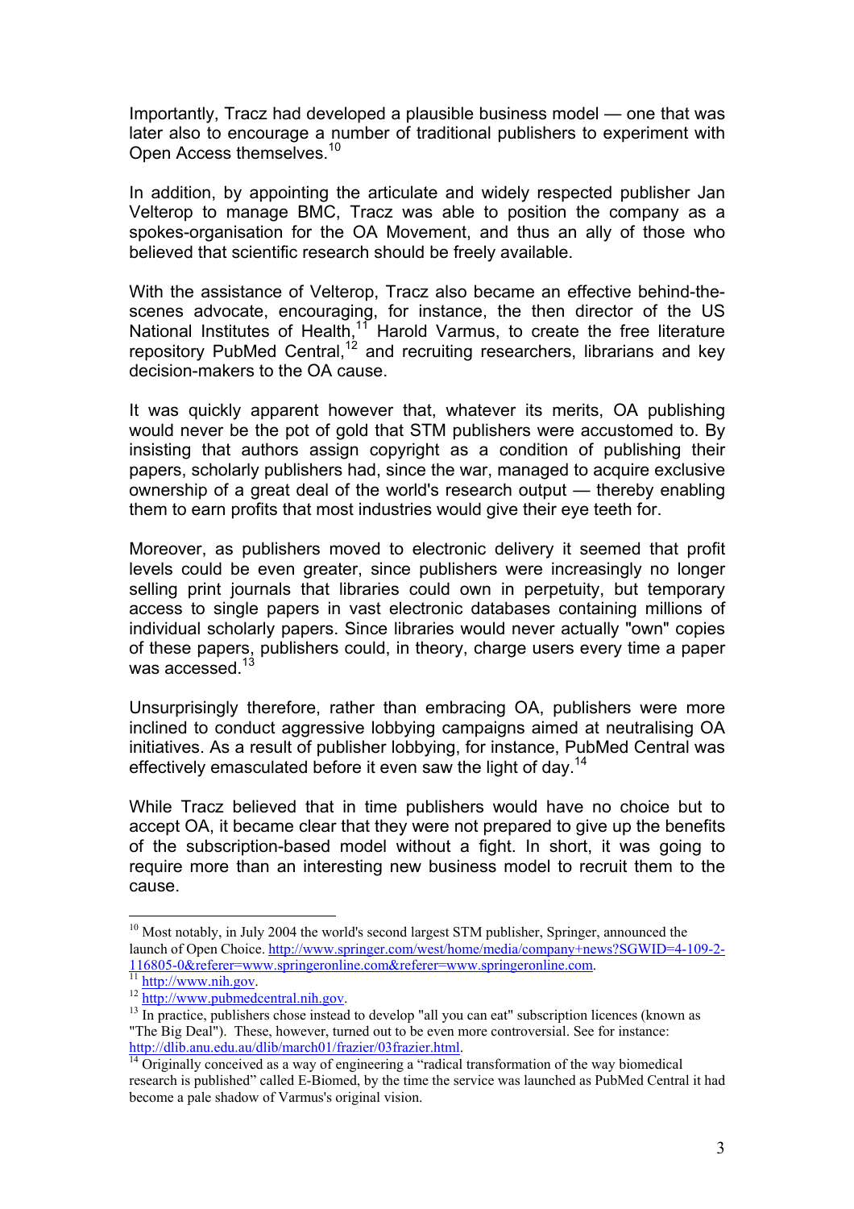Importantly, Tracz had developed a plausible business model — one that was later also to encourage a number of traditional publishers to experiment with Open Access themselves.[10]

In addition, by appointing the articulate and widely respected publisher Jan Velterop to manage BMC, Tracz was able to position the company as a spokes-organisation for the OA Movement, and thus an ally of those who believed that scientific research should be freely available.

With the assistance of Velterop, Tracz also became an effective behind-the-scenes advocate, encouraging, for instance, the then director of the US National Institutes of Health,[11] Harold Varmus, to create the free literature repository PubMed Central,[12] and recruiting researchers, librarians and key decision-makers to the OA cause.

It was quickly apparent however that, whatever its merits, OA publishing would never be the pot of gold that STM publishers were accustomed to. By insisting that authors assign copyright as a condition of publishing their papers, scholarly publishers had, since the war, managed to acquire exclusive ownership of a great deal of the world's research output — thereby enabling them to earn profits that most industries would give their eye teeth for.

Moreover, as publishers moved to electronic delivery it seemed that profit levels could be even greater, since publishers were increasingly no longer selling print journals that libraries could own in perpetuity, but temporary access to single papers in vast electronic databases containing millions of individual scholarly papers. Since libraries would never actually "own" copies of these papers, publishers could, in theory, charge users every time a paper was accessed.[13]

Unsurprisingly therefore, rather than embracing OA, publishers were more inclined to conduct aggressive lobbying campaigns aimed at neutralising OA initiatives. As a result of publisher lobbying, for instance, PubMed Central was effectively emasculated before it even saw the light of day.[14]

While Tracz believed that in time publishers would have no choice but to accept OA, it became clear that they were not prepared to give up the benefits of the subscription-based model without a fight. In short, it was going to require more than an interesting new business model to recruit them to the cause.

---

[10] Most notably, in July 2004 the world's second largest STM publisher, Springer, announced the launch of Open Choice. http://www.springer.com/west/home/media/company+news?SGWID=4-109-2-116805-0&referer=www.springeronline.com&referer=www.springeronline.com.

[11] http://www.nih.gov.

[12] http://www.pubmedcentral.nih.gov.

[13] In practice, publishers chose instead to develop "all you can eat" subscription licences (known as "The Big Deal"). These, however, turned out to be even more controversial. See for instance: http://dlib.anu.edu.au/dlib/march01/frazier/03frazier.html.

[14] Originally conceived as a way of engineering a "radical transformation of the way biomedical research is published" called E-Biomed, by the time the service was launched as PubMed Central it had become a pale shadow of Varmus's original vision.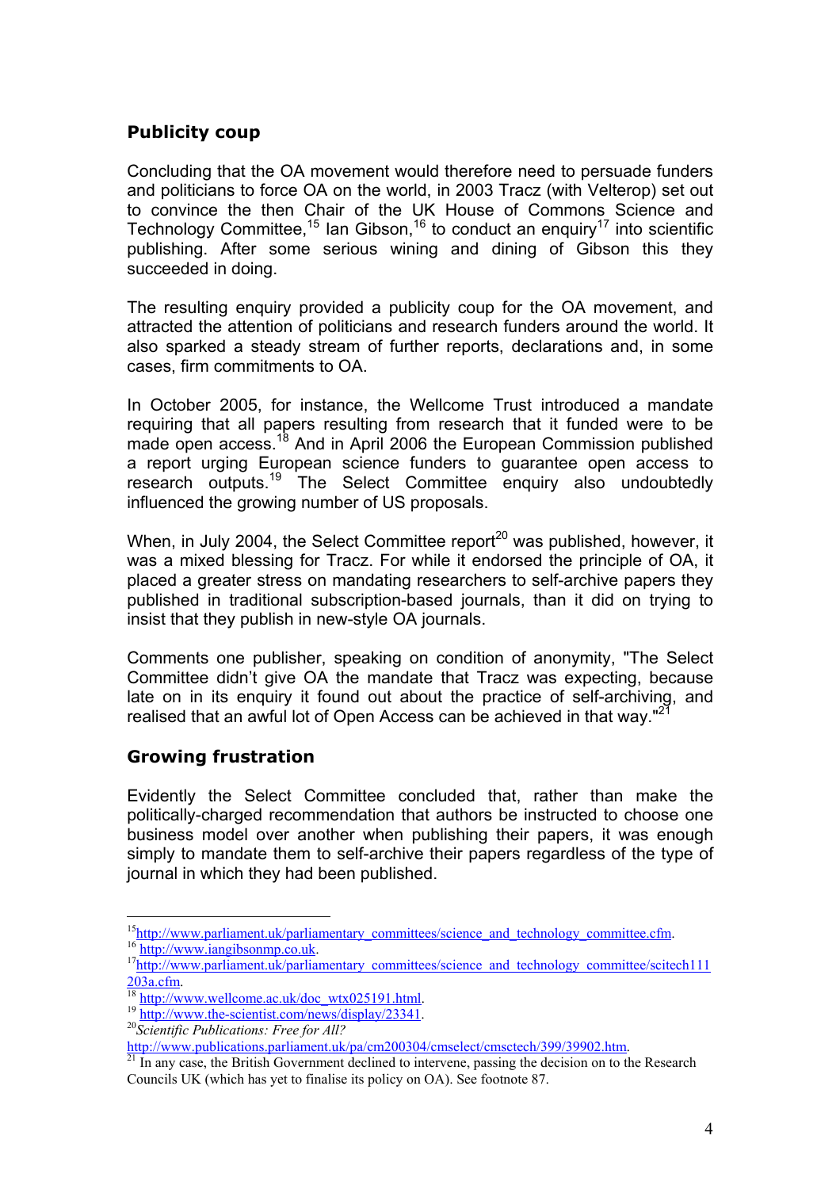## Publicity coup

Concluding that the OA movement would therefore need to persuade funders and politicians to force OA on the world, in 2003 Tracz (with Velterop) set out to convince the then Chair of the UK House of Commons Science and Technology Committee,[15] Ian Gibson,[16] to conduct an enquiry[17] into scientific publishing. After some serious wining and dining of Gibson this they succeeded in doing.

The resulting enquiry provided a publicity coup for the OA movement, and attracted the attention of politicians and research funders around the world. It also sparked a steady stream of further reports, declarations and, in some cases, firm commitments to OA.

In October 2005, for instance, the Wellcome Trust introduced a mandate requiring that all papers resulting from research that it funded were to be made open access.[18] And in April 2006 the European Commission published a report urging European science funders to guarantee open access to research outputs.[19] The Select Committee enquiry also undoubtedly influenced the growing number of US proposals.

When, in July 2004, the Select Committee report[20] was published, however, it was a mixed blessing for Tracz. For while it endorsed the principle of OA, it placed a greater stress on mandating researchers to self-archive papers they published in traditional subscription-based journals, than it did on trying to insist that they publish in new-style OA journals.

Comments one publisher, speaking on condition of anonymity, "The Select Committee didn't give OA the mandate that Tracz was expecting, because late on in its enquiry it found out about the practice of self-archiving, and realised that an awful lot of Open Access can be achieved in that way."[21]

## Growing frustration

Evidently the Select Committee concluded that, rather than make the politically-charged recommendation that authors be instructed to choose one business model over another when publishing their papers, it was enough simply to mandate them to self-archive their papers regardless of the type of journal in which they had been published.

---

[15] http://www.parliament.uk/parliamentary_committees/science_and_technology_committee.cfm.

[16] http://www.iangibsonmp.co.uk.

[17] http://www.parliament.uk/parliamentary_committees/science_and_technology_committee/scitech111203a.cfm.

[18] http://www.wellcome.ac.uk/doc_wtx025191.html.

[19] http://www.the-scientist.com/news/display/23341.

[20] *Scientific Publications: Free for All?* http://www.publications.parliament.uk/pa/cm200304/cmselect/cmsctech/399/39902.htm.

[21] In any case, the British Government declined to intervene, passing the decision on to the Research Councils UK (which has yet to finalise its policy on OA). See footnote 87.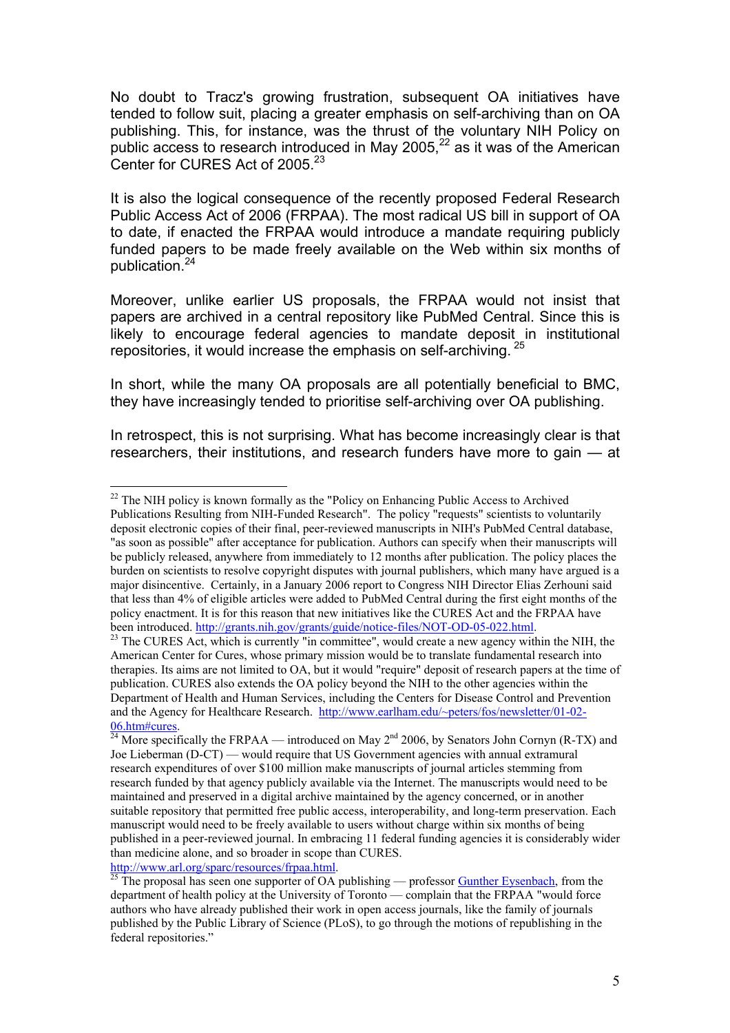No doubt to Tracz's growing frustration, subsequent OA initiatives have tended to follow suit, placing a greater emphasis on self-archiving than on OA publishing. This, for instance, was the thrust of the voluntary NIH Policy on public access to research introduced in May 2005,[22] as it was of the American Center for CURES Act of 2005.[23]

It is also the logical consequence of the recently proposed Federal Research Public Access Act of 2006 (FRPAA). The most radical US bill in support of OA to date, if enacted the FRPAA would introduce a mandate requiring publicly funded papers to be made freely available on the Web within six months of publication.[24]

Moreover, unlike earlier US proposals, the FRPAA would not insist that papers are archived in a central repository like PubMed Central. Since this is likely to encourage federal agencies to mandate deposit in institutional repositories, it would increase the emphasis on self-archiving. [25]

In short, while the many OA proposals are all potentially beneficial to BMC, they have increasingly tended to prioritise self-archiving over OA publishing.

In retrospect, this is not surprising. What has become increasingly clear is that researchers, their institutions, and research funders have more to gain — at

---

[22] The NIH policy is known formally as the "Policy on Enhancing Public Access to Archived Publications Resulting from NIH-Funded Research". The policy "requests" scientists to voluntarily deposit electronic copies of their final, peer-reviewed manuscripts in NIH's PubMed Central database, "as soon as possible" after acceptance for publication. Authors can specify when their manuscripts will be publicly released, anywhere from immediately to 12 months after publication. The policy places the burden on scientists to resolve copyright disputes with journal publishers, which many have argued is a major disincentive. Certainly, in a January 2006 report to Congress NIH Director Elias Zerhouni said that less than 4% of eligible articles were added to PubMed Central during the first eight months of the policy enactment. It is for this reason that new initiatives like the CURES Act and the FRPAA have been introduced. http://grants.nih.gov/grants/guide/notice-files/NOT-OD-05-022.html.

[23] The CURES Act, which is currently "in committee", would create a new agency within the NIH, the American Center for Cures, whose primary mission would be to translate fundamental research into therapies. Its aims are not limited to OA, but it would "require" deposit of research papers at the time of publication. CURES also extends the OA policy beyond the NIH to the other agencies within the Department of Health and Human Services, including the Centers for Disease Control and Prevention and the Agency for Healthcare Research. http://www.earlham.edu/~peters/fos/newsletter/01-02-06.htm#cures.

[24] More specifically the FRPAA — introduced on May 2nd 2006, by Senators John Cornyn (R-TX) and Joe Lieberman (D-CT) — would require that US Government agencies with annual extramural research expenditures of over $100 million make manuscripts of journal articles stemming from research funded by that agency publicly available via the Internet. The manuscripts would need to be maintained and preserved in a digital archive maintained by the agency concerned, or in another suitable repository that permitted free public access, interoperability, and long-term preservation. Each manuscript would need to be freely available to users without charge within six months of being published in a peer-reviewed journal. In embracing 11 federal funding agencies it is considerably wider than medicine alone, and so broader in scope than CURES. http://www.arl.org/sparc/resources/frpaa.html.

[25] The proposal has seen one supporter of OA publishing — professor Gunther Eysenbach, from the department of health policy at the University of Toronto — complain that the FRPAA "would force authors who have already published their work in open access journals, like the family of journals published by the Public Library of Science (PLoS), to go through the motions of republishing in the federal repositories."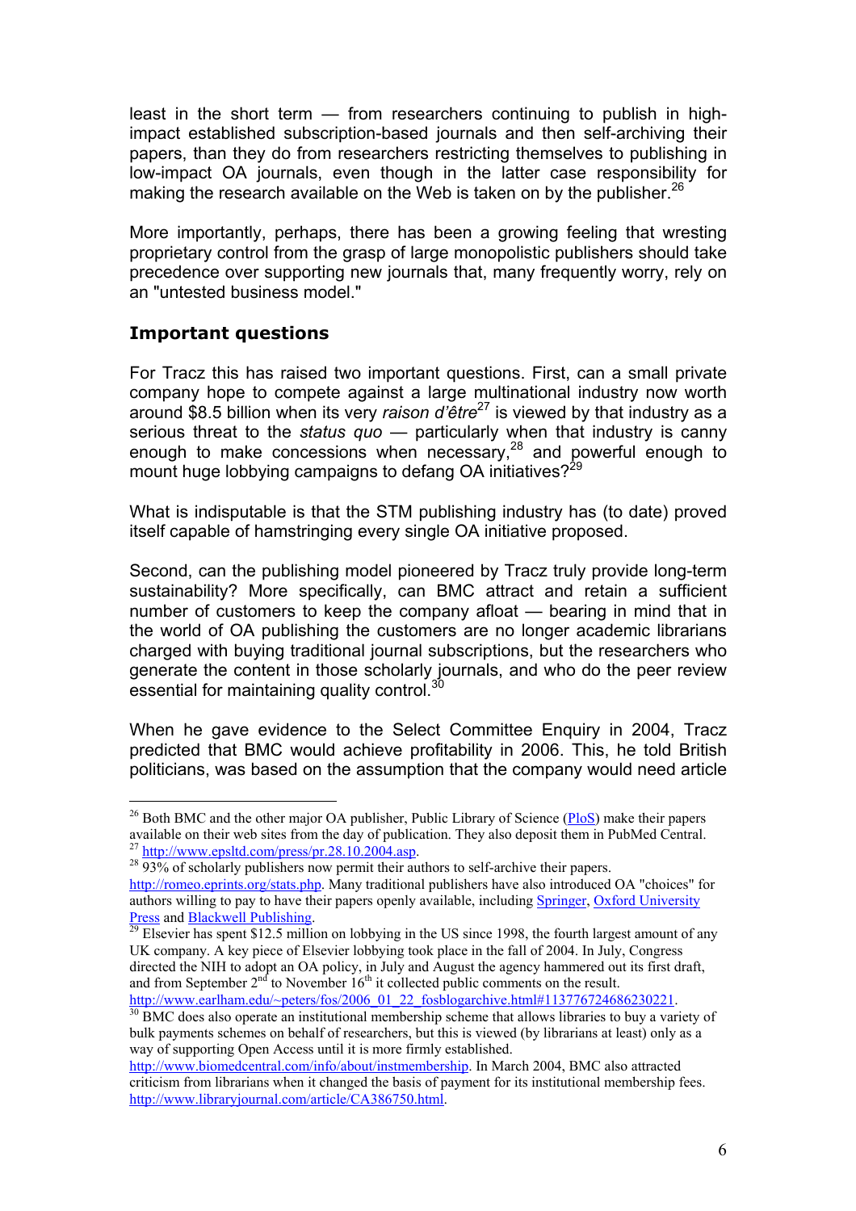least in the short term — from researchers continuing to publish in high-impact established subscription-based journals and then self-archiving their papers, than they do from researchers restricting themselves to publishing in low-impact OA journals, even though in the latter case responsibility for making the research available on the Web is taken on by the publisher.[26]

More importantly, perhaps, there has been a growing feeling that wresting proprietary control from the grasp of large monopolistic publishers should take precedence over supporting new journals that, many frequently worry, rely on an "untested business model."

## Important questions

For Tracz this has raised two important questions. First, can a small private company hope to compete against a large multinational industry now worth around \$8.5 billion when its very *raison d'être*[27] is viewed by that industry as a serious threat to the *status quo* — particularly when that industry is canny enough to make concessions when necessary,[28] and powerful enough to mount huge lobbying campaigns to defang OA initiatives?[29]

What is indisputable is that the STM publishing industry has (to date) proved itself capable of hamstringing every single OA initiative proposed.

Second, can the publishing model pioneered by Tracz truly provide long-term sustainability? More specifically, can BMC attract and retain a sufficient number of customers to keep the company afloat — bearing in mind that in the world of OA publishing the customers are no longer academic librarians charged with buying traditional journal subscriptions, but the researchers who generate the content in those scholarly journals, and who do the peer review essential for maintaining quality control.[30]

When he gave evidence to the Select Committee Enquiry in 2004, Tracz predicted that BMC would achieve profitability in 2006. This, he told British politicians, was based on the assumption that the company would need article

---

[26] Both BMC and the other major OA publisher, Public Library of Science (PloS) make their papers available on their web sites from the day of publication. They also deposit them in PubMed Central.

[27] http://www.epsltd.com/press/pr.28.10.2004.asp.

[28] 93% of scholarly publishers now permit their authors to self-archive their papers. http://romeo.eprints.org/stats.php. Many traditional publishers have also introduced OA "choices" for authors willing to pay to have their papers openly available, including Springer, Oxford University Press and Blackwell Publishing.

[29] Elsevier has spent \$12.5 million on lobbying in the US since 1998, the fourth largest amount of any UK company. A key piece of Elsevier lobbying took place in the fall of 2004. In July, Congress directed the NIH to adopt an OA policy, in July and August the agency hammered out its first draft, and from September 2nd to November 16th it collected public comments on the result. http://www.earlham.edu/~peters/fos/2006_01_22_fosblogarchive.html#113776724686230221.

[30] BMC does also operate an institutional membership scheme that allows libraries to buy a variety of bulk payments schemes on behalf of researchers, but this is viewed (by librarians at least) only as a way of supporting Open Access until it is more firmly established. http://www.biomedcentral.com/info/about/instmembership. In March 2004, BMC also attracted criticism from librarians when it changed the basis of payment for its institutional membership fees. http://www.libraryjournal.com/article/CA386750.html.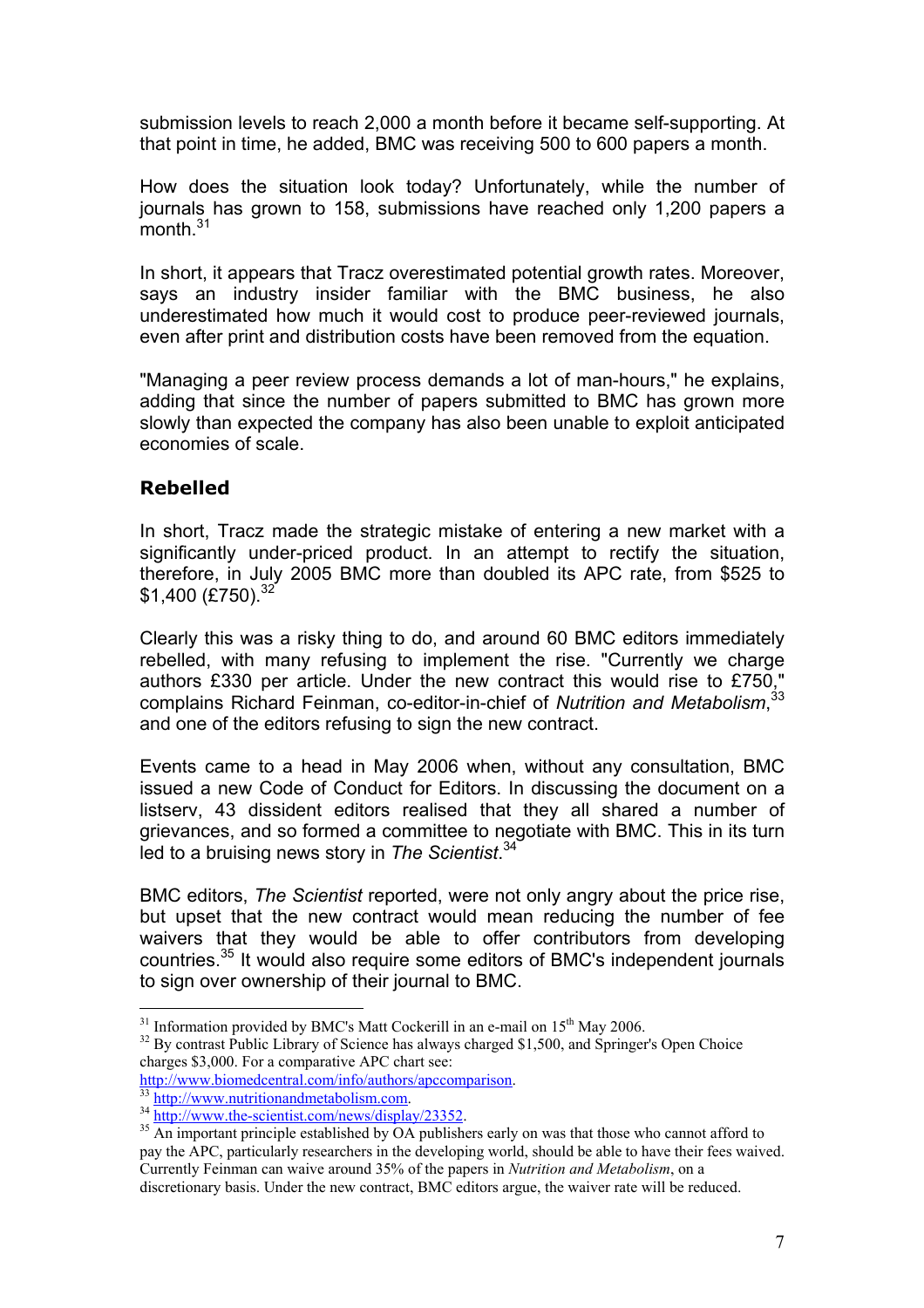submission levels to reach 2,000 a month before it became self-supporting. At that point in time, he added, BMC was receiving 500 to 600 papers a month.

How does the situation look today? Unfortunately, while the number of journals has grown to 158, submissions have reached only 1,200 papers a month.[31]

In short, it appears that Tracz overestimated potential growth rates. Moreover, says an industry insider familiar with the BMC business, he also underestimated how much it would cost to produce peer-reviewed journals, even after print and distribution costs have been removed from the equation.

"Managing a peer review process demands a lot of man-hours," he explains, adding that since the number of papers submitted to BMC has grown more slowly than expected the company has also been unable to exploit anticipated economies of scale.

## Rebelled

In short, Tracz made the strategic mistake of entering a new market with a significantly under-priced product. In an attempt to rectify the situation, therefore, in July 2005 BMC more than doubled its APC rate, from $525 to $1,400 (£750).[32]

Clearly this was a risky thing to do, and around 60 BMC editors immediately rebelled, with many refusing to implement the rise. "Currently we charge authors £330 per article. Under the new contract this would rise to £750," complains Richard Feinman, co-editor-in-chief of *Nutrition and Metabolism*,[33] and one of the editors refusing to sign the new contract.

Events came to a head in May 2006 when, without any consultation, BMC issued a new Code of Conduct for Editors. In discussing the document on a listserv, 43 dissident editors realised that they all shared a number of grievances, and so formed a committee to negotiate with BMC. This in its turn led to a bruising news story in *The Scientist*.[34]

BMC editors, *The Scientist* reported, were not only angry about the price rise, but upset that the new contract would mean reducing the number of fee waivers that they would be able to offer contributors from developing countries.[35] It would also require some editors of BMC's independent journals to sign over ownership of their journal to BMC.

---

[31] Information provided by BMC's Matt Cockerill in an e-mail on 15th May 2006.

[32] By contrast Public Library of Science has always charged $1,500, and Springer's Open Choice charges $3,000. For a comparative APC chart see: http://www.biomedcentral.com/info/authors/apccomparison.

[33] http://www.nutritionandmetabolism.com.

[34] http://www.the-scientist.com/news/display/23352.

[35] An important principle established by OA publishers early on was that those who cannot afford to pay the APC, particularly researchers in the developing world, should be able to have their fees waived. Currently Feinman can waive around 35% of the papers in *Nutrition and Metabolism*, on a discretionary basis. Under the new contract, BMC editors argue, the waiver rate will be reduced.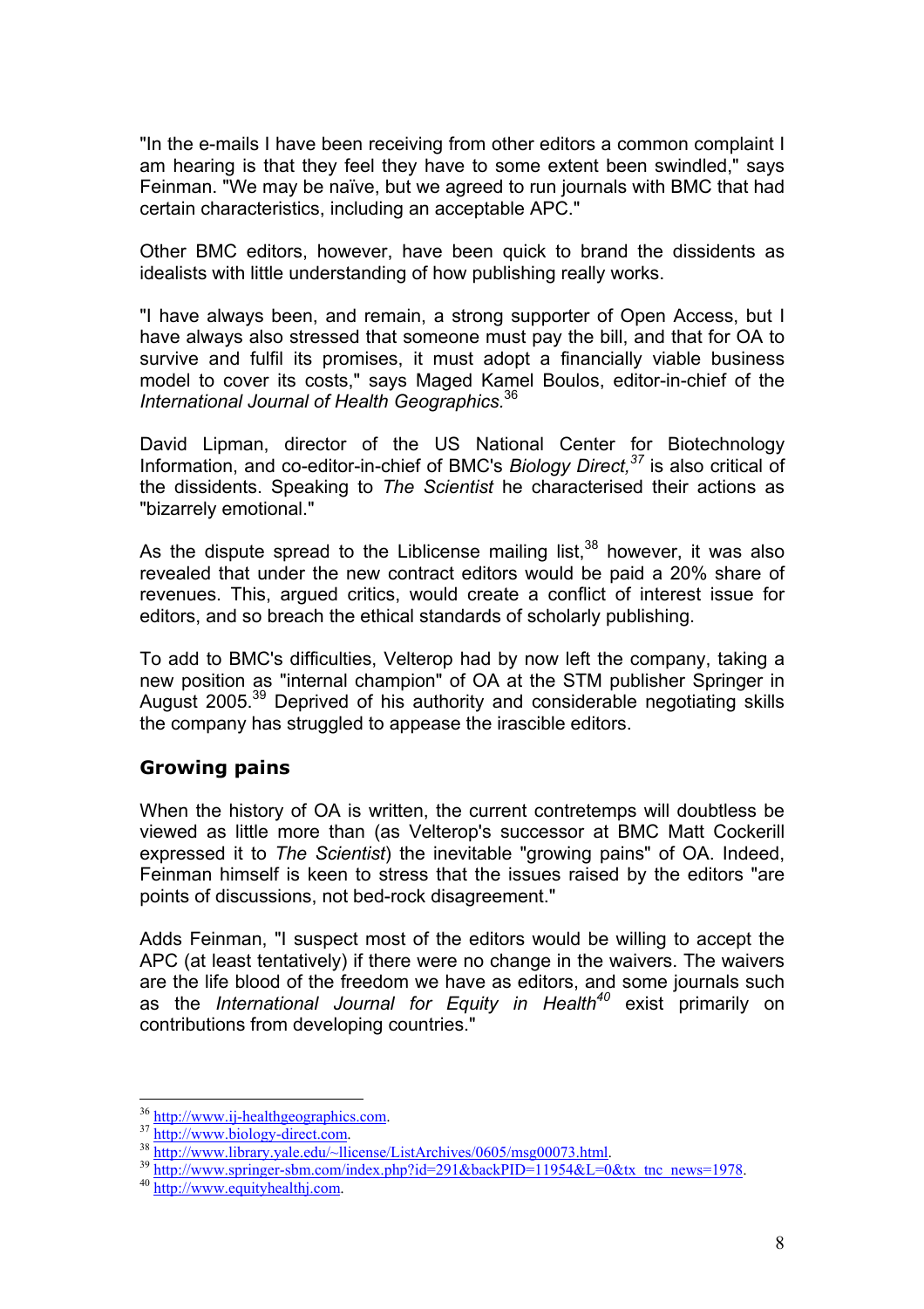"In the e-mails I have been receiving from other editors a common complaint I am hearing is that they feel they have to some extent been swindled," says Feinman. "We may be naïve, but we agreed to run journals with BMC that had certain characteristics, including an acceptable APC."

Other BMC editors, however, have been quick to brand the dissidents as idealists with little understanding of how publishing really works.

"I have always been, and remain, a strong supporter of Open Access, but I have always also stressed that someone must pay the bill, and that for OA to survive and fulfil its promises, it must adopt a financially viable business model to cover its costs," says Maged Kamel Boulos, editor-in-chief of the *International Journal of Health Geographics.*[36]

David Lipman, director of the US National Center for Biotechnology Information, and co-editor-in-chief of BMC's *Biology Direct,*[37] is also critical of the dissidents. Speaking to *The Scientist* he characterised their actions as "bizarrely emotional."

As the dispute spread to the Liblicense mailing list,[38] however, it was also revealed that under the new contract editors would be paid a 20% share of revenues. This, argued critics, would create a conflict of interest issue for editors, and so breach the ethical standards of scholarly publishing.

To add to BMC's difficulties, Velterop had by now left the company, taking a new position as "internal champion" of OA at the STM publisher Springer in August 2005.[39] Deprived of his authority and considerable negotiating skills the company has struggled to appease the irascible editors.

## Growing pains

When the history of OA is written, the current contretemps will doubtless be viewed as little more than (as Velterop's successor at BMC Matt Cockerill expressed it to *The Scientist*) the inevitable "growing pains" of OA. Indeed, Feinman himself is keen to stress that the issues raised by the editors "are points of discussions, not bed-rock disagreement."

Adds Feinman, "I suspect most of the editors would be willing to accept the APC (at least tentatively) if there were no change in the waivers. The waivers are the life blood of the freedom we have as editors, and some journals such as the *International Journal for Equity in Health*[40] exist primarily on contributions from developing countries."

---

[36] http://www.ij-healthgeographics.com.
[37] http://www.biology-direct.com.
[38] http://www.library.yale.edu/~llicense/ListArchives/0605/msg00073.html.
[39] http://www.springer-sbm.com/index.php?id=291&backPID=11954&L=0&tx_tnc_news=1978.
[40] http://www.equityhealthj.com.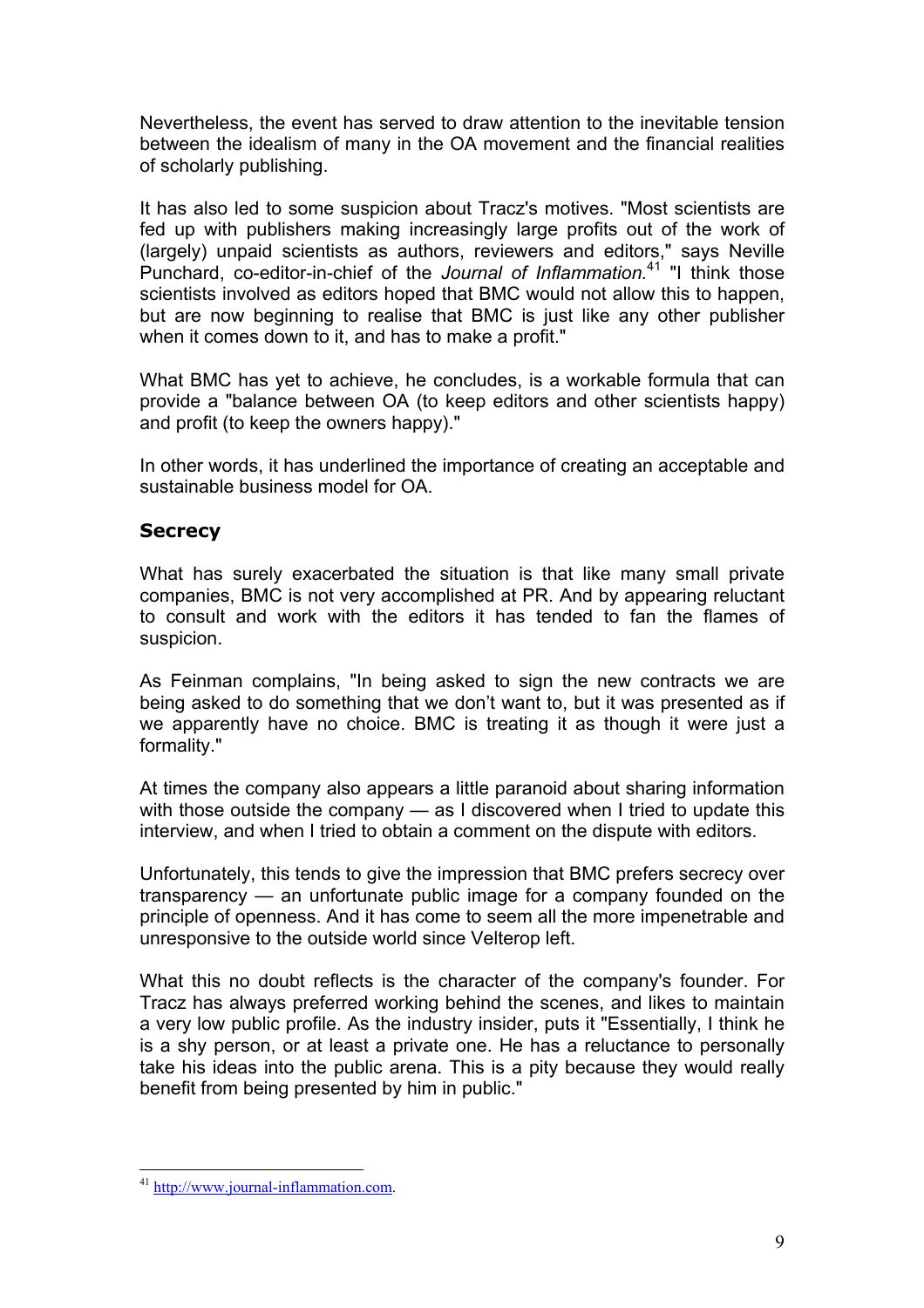Nevertheless, the event has served to draw attention to the inevitable tension between the idealism of many in the OA movement and the financial realities of scholarly publishing.

It has also led to some suspicion about Tracz's motives. "Most scientists are fed up with publishers making increasingly large profits out of the work of (largely) unpaid scientists as authors, reviewers and editors," says Neville Punchard, co-editor-in-chief of the *Journal of Inflammation.*[41] "I think those scientists involved as editors hoped that BMC would not allow this to happen, but are now beginning to realise that BMC is just like any other publisher when it comes down to it, and has to make a profit."

What BMC has yet to achieve, he concludes, is a workable formula that can provide a "balance between OA (to keep editors and other scientists happy) and profit (to keep the owners happy)."

In other words, it has underlined the importance of creating an acceptable and sustainable business model for OA.

## Secrecy

What has surely exacerbated the situation is that like many small private companies, BMC is not very accomplished at PR. And by appearing reluctant to consult and work with the editors it has tended to fan the flames of suspicion.

As Feinman complains, "In being asked to sign the new contracts we are being asked to do something that we don't want to, but it was presented as if we apparently have no choice. BMC is treating it as though it were just a formality."

At times the company also appears a little paranoid about sharing information with those outside the company — as I discovered when I tried to update this interview, and when I tried to obtain a comment on the dispute with editors.

Unfortunately, this tends to give the impression that BMC prefers secrecy over transparency — an unfortunate public image for a company founded on the principle of openness. And it has come to seem all the more impenetrable and unresponsive to the outside world since Velterop left.

What this no doubt reflects is the character of the company's founder. For Tracz has always preferred working behind the scenes, and likes to maintain a very low public profile. As the industry insider, puts it "Essentially, I think he is a shy person, or at least a private one. He has a reluctance to personally take his ideas into the public arena. This is a pity because they would really benefit from being presented by him in public."

[41] http://www.journal-inflammation.com.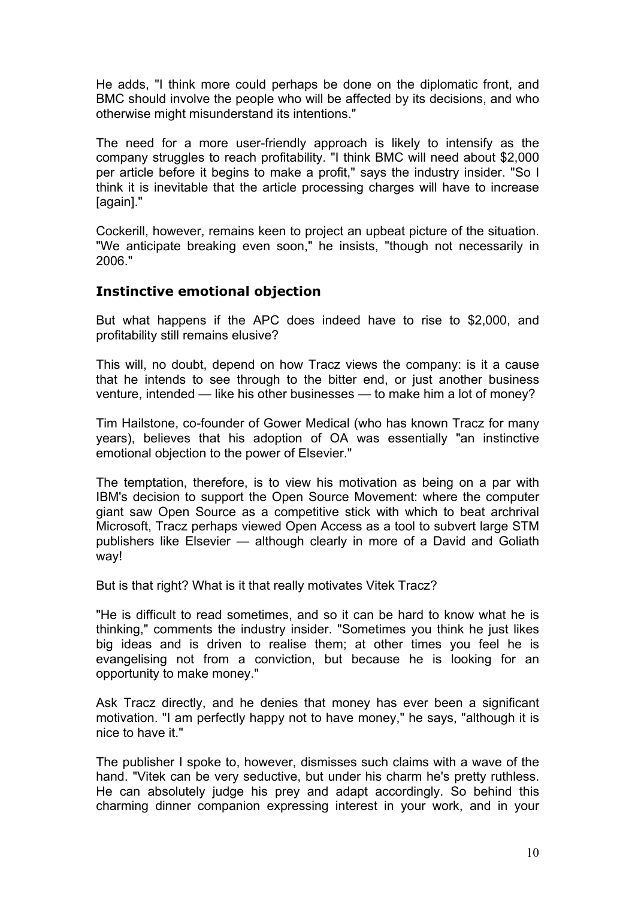He adds, "I think more could perhaps be done on the diplomatic front, and BMC should involve the people who will be affected by its decisions, and who otherwise might misunderstand its intentions."

The need for a more user-friendly approach is likely to intensify as the company struggles to reach profitability. "I think BMC will need about $2,000 per article before it begins to make a profit," says the industry insider. "So I think it is inevitable that the article processing charges will have to increase [again]."

Cockerill, however, remains keen to project an upbeat picture of the situation. "We anticipate breaking even soon," he insists, "though not necessarily in 2006."

### Instinctive emotional objection

But what happens if the APC does indeed have to rise to $2,000, and profitability still remains elusive?

This will, no doubt, depend on how Tracz views the company: is it a cause that he intends to see through to the bitter end, or just another business venture, intended — like his other businesses — to make him a lot of money?

Tim Hailstone, co-founder of Gower Medical (who has known Tracz for many years), believes that his adoption of OA was essentially "an instinctive emotional objection to the power of Elsevier."

The temptation, therefore, is to view his motivation as being on a par with IBM's decision to support the Open Source Movement: where the computer giant saw Open Source as a competitive stick with which to beat archrival Microsoft, Tracz perhaps viewed Open Access as a tool to subvert large STM publishers like Elsevier — although clearly in more of a David and Goliath way!

But is that right? What is it that really motivates Vitek Tracz?

"He is difficult to read sometimes, and so it can be hard to know what he is thinking," comments the industry insider. "Sometimes you think he just likes big ideas and is driven to realise them; at other times you feel he is evangelising not from a conviction, but because he is looking for an opportunity to make money."

Ask Tracz directly, and he denies that money has ever been a significant motivation. "I am perfectly happy not to have money," he says, "although it is nice to have it."

The publisher I spoke to, however, dismisses such claims with a wave of the hand. "Vitek can be very seductive, but under his charm he's pretty ruthless. He can absolutely judge his prey and adapt accordingly. So behind this charming dinner companion expressing interest in your work, and in your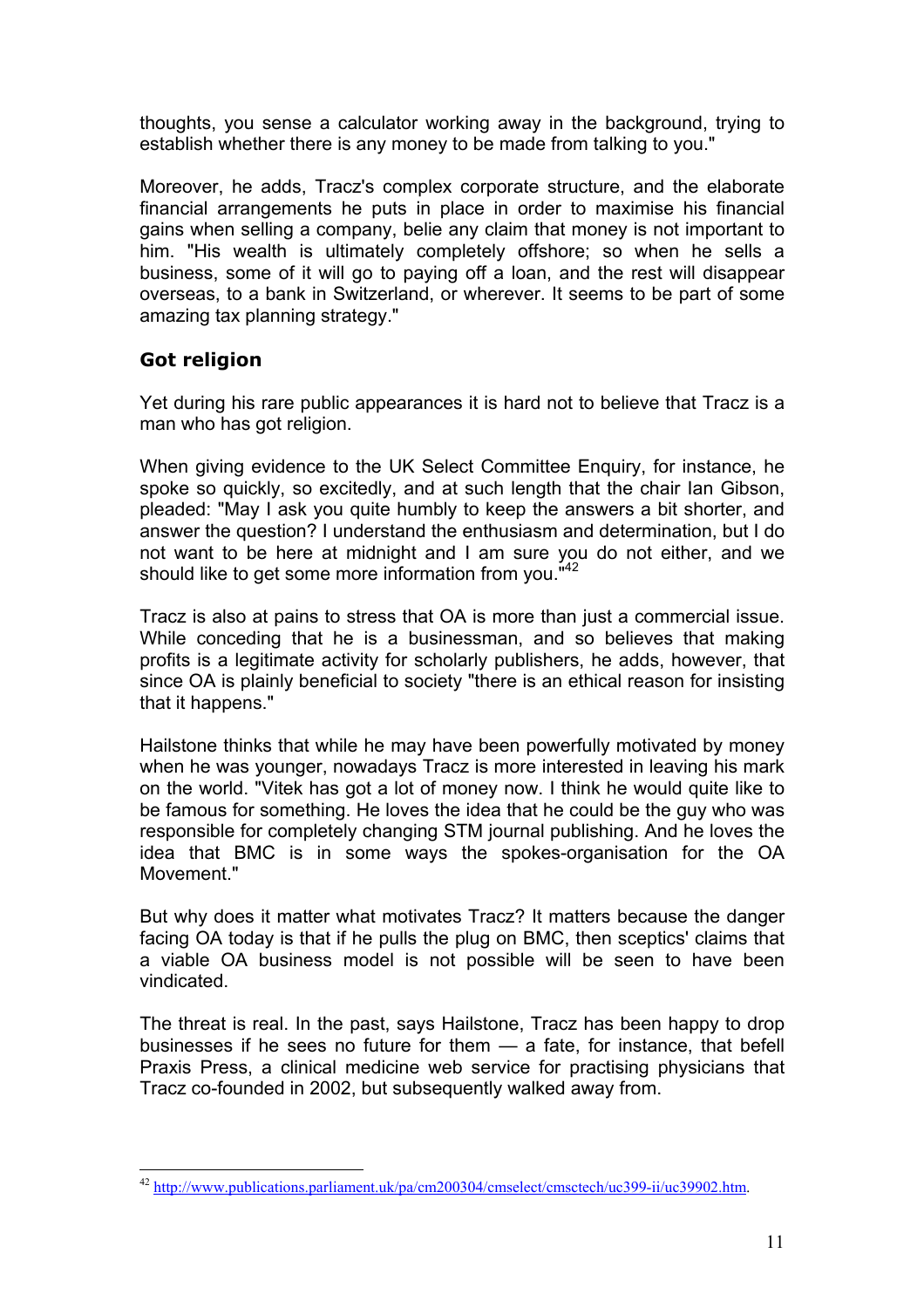thoughts, you sense a calculator working away in the background, trying to establish whether there is any money to be made from talking to you."

Moreover, he adds, Tracz's complex corporate structure, and the elaborate financial arrangements he puts in place in order to maximise his financial gains when selling a company, belie any claim that money is not important to him. "His wealth is ultimately completely offshore; so when he sells a business, some of it will go to paying off a loan, and the rest will disappear overseas, to a bank in Switzerland, or wherever. It seems to be part of some amazing tax planning strategy."

## Got religion

Yet during his rare public appearances it is hard not to believe that Tracz is a man who has got religion.

When giving evidence to the UK Select Committee Enquiry, for instance, he spoke so quickly, so excitedly, and at such length that the chair Ian Gibson, pleaded: "May I ask you quite humbly to keep the answers a bit shorter, and answer the question? I understand the enthusiasm and determination, but I do not want to be here at midnight and I am sure you do not either, and we should like to get some more information from you."[42]

Tracz is also at pains to stress that OA is more than just a commercial issue. While conceding that he is a businessman, and so believes that making profits is a legitimate activity for scholarly publishers, he adds, however, that since OA is plainly beneficial to society "there is an ethical reason for insisting that it happens."

Hailstone thinks that while he may have been powerfully motivated by money when he was younger, nowadays Tracz is more interested in leaving his mark on the world. "Vitek has got a lot of money now. I think he would quite like to be famous for something. He loves the idea that he could be the guy who was responsible for completely changing STM journal publishing. And he loves the idea that BMC is in some ways the spokes-organisation for the OA Movement."

But why does it matter what motivates Tracz? It matters because the danger facing OA today is that if he pulls the plug on BMC, then sceptics' claims that a viable OA business model is not possible will be seen to have been vindicated.

The threat is real. In the past, says Hailstone, Tracz has been happy to drop businesses if he sees no future for them — a fate, for instance, that befell Praxis Press, a clinical medicine web service for practising physicians that Tracz co-founded in 2002, but subsequently walked away from.

---

[42] http://www.publications.parliament.uk/pa/cm200304/cmselect/cmsctech/uc399-ii/uc39902.htm.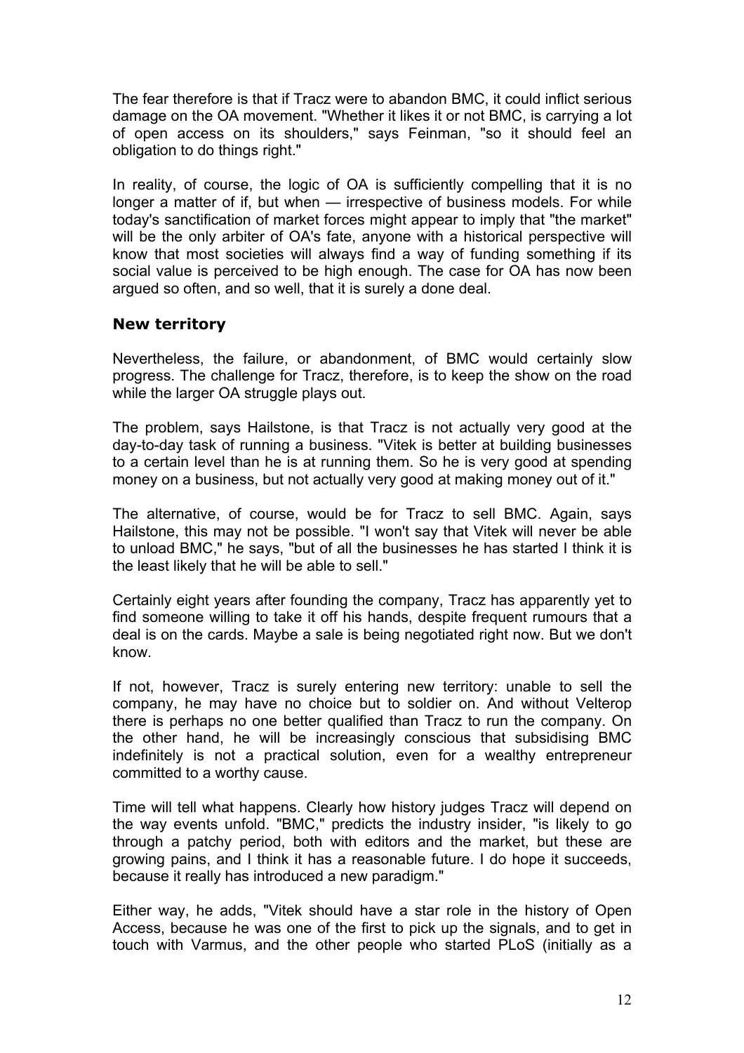The fear therefore is that if Tracz were to abandon BMC, it could inflict serious damage on the OA movement. "Whether it likes it or not BMC, is carrying a lot of open access on its shoulders," says Feinman, "so it should feel an obligation to do things right."

In reality, of course, the logic of OA is sufficiently compelling that it is no longer a matter of if, but when — irrespective of business models. For while today's sanctification of market forces might appear to imply that "the market" will be the only arbiter of OA's fate, anyone with a historical perspective will know that most societies will always find a way of funding something if its social value is perceived to be high enough. The case for OA has now been argued so often, and so well, that it is surely a done deal.

### New territory

Nevertheless, the failure, or abandonment, of BMC would certainly slow progress. The challenge for Tracz, therefore, is to keep the show on the road while the larger OA struggle plays out.

The problem, says Hailstone, is that Tracz is not actually very good at the day-to-day task of running a business. "Vitek is better at building businesses to a certain level than he is at running them. So he is very good at spending money on a business, but not actually very good at making money out of it."

The alternative, of course, would be for Tracz to sell BMC. Again, says Hailstone, this may not be possible. "I won't say that Vitek will never be able to unload BMC," he says, "but of all the businesses he has started I think it is the least likely that he will be able to sell."

Certainly eight years after founding the company, Tracz has apparently yet to find someone willing to take it off his hands, despite frequent rumours that a deal is on the cards. Maybe a sale is being negotiated right now. But we don't know.

If not, however, Tracz is surely entering new territory: unable to sell the company, he may have no choice but to soldier on. And without Velterop there is perhaps no one better qualified than Tracz to run the company. On the other hand, he will be increasingly conscious that subsidising BMC indefinitely is not a practical solution, even for a wealthy entrepreneur committed to a worthy cause.

Time will tell what happens. Clearly how history judges Tracz will depend on the way events unfold. "BMC," predicts the industry insider, "is likely to go through a patchy period, both with editors and the market, but these are growing pains, and I think it has a reasonable future. I do hope it succeeds, because it really has introduced a new paradigm."

Either way, he adds, "Vitek should have a star role in the history of Open Access, because he was one of the first to pick up the signals, and to get in touch with Varmus, and the other people who started PLoS (initially as a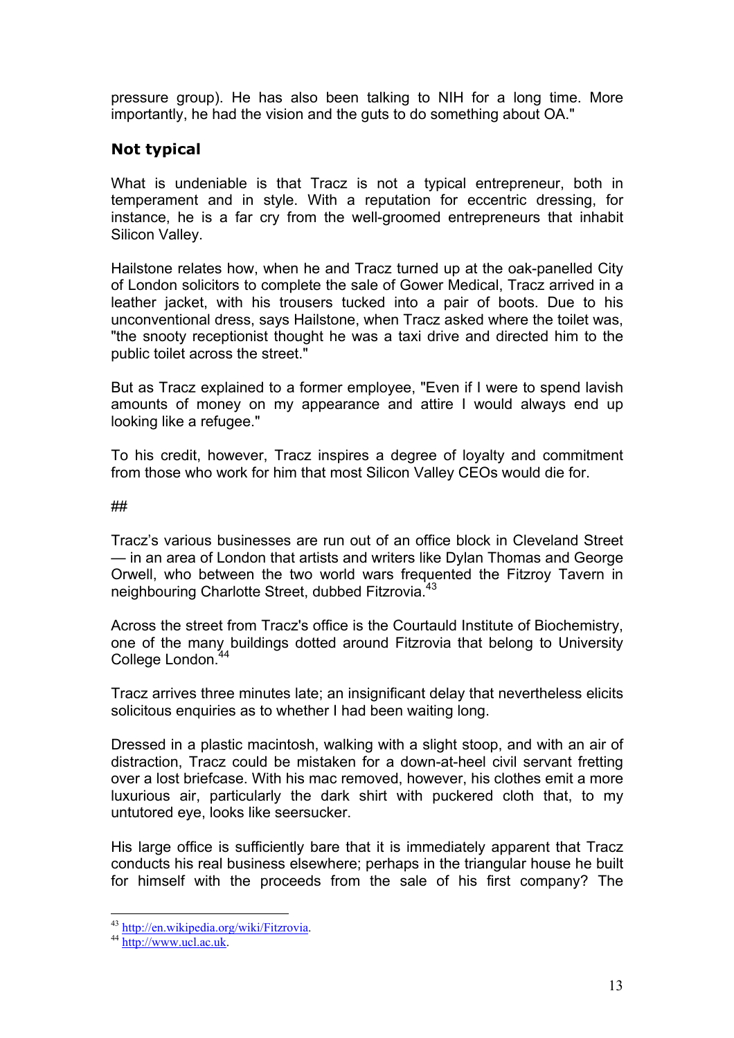pressure group). He has also been talking to NIH for a long time. More importantly, he had the vision and the guts to do something about OA."

### Not typical

What is undeniable is that Tracz is not a typical entrepreneur, both in temperament and in style. With a reputation for eccentric dressing, for instance, he is a far cry from the well-groomed entrepreneurs that inhabit Silicon Valley.

Hailstone relates how, when he and Tracz turned up at the oak-panelled City of London solicitors to complete the sale of Gower Medical, Tracz arrived in a leather jacket, with his trousers tucked into a pair of boots. Due to his unconventional dress, says Hailstone, when Tracz asked where the toilet was, "the snooty receptionist thought he was a taxi drive and directed him to the public toilet across the street."

But as Tracz explained to a former employee, "Even if I were to spend lavish amounts of money on my appearance and attire I would always end up looking like a refugee."

To his credit, however, Tracz inspires a degree of loyalty and commitment from those who work for him that most Silicon Valley CEOs would die for.

##

Tracz's various businesses are run out of an office block in Cleveland Street — in an area of London that artists and writers like Dylan Thomas and George Orwell, who between the two world wars frequented the Fitzroy Tavern in neighbouring Charlotte Street, dubbed Fitzrovia.[43]

Across the street from Tracz's office is the Courtauld Institute of Biochemistry, one of the many buildings dotted around Fitzrovia that belong to University College London.[44]

Tracz arrives three minutes late; an insignificant delay that nevertheless elicits solicitous enquiries as to whether I had been waiting long.

Dressed in a plastic macintosh, walking with a slight stoop, and with an air of distraction, Tracz could be mistaken for a down-at-heel civil servant fretting over a lost briefcase. With his mac removed, however, his clothes emit a more luxurious air, particularly the dark shirt with puckered cloth that, to my untutored eye, looks like seersucker.

His large office is sufficiently bare that it is immediately apparent that Tracz conducts his real business elsewhere; perhaps in the triangular house he built for himself with the proceeds from the sale of his first company? The

---

[43] http://en.wikipedia.org/wiki/Fitzrovia.

[44] http://www.ucl.ac.uk.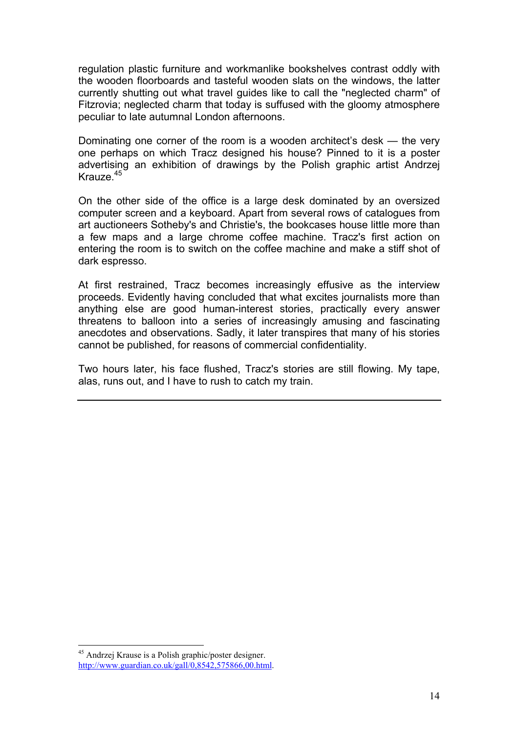regulation plastic furniture and workmanlike bookshelves contrast oddly with the wooden floorboards and tasteful wooden slats on the windows, the latter currently shutting out what travel guides like to call the "neglected charm" of Fitzrovia; neglected charm that today is suffused with the gloomy atmosphere peculiar to late autumnal London afternoons.

Dominating one corner of the room is a wooden architect's desk — the very one perhaps on which Tracz designed his house? Pinned to it is a poster advertising an exhibition of drawings by the Polish graphic artist Andrzej Krauze.[45]

On the other side of the office is a large desk dominated by an oversized computer screen and a keyboard. Apart from several rows of catalogues from art auctioneers Sotheby's and Christie's, the bookcases house little more than a few maps and a large chrome coffee machine. Tracz's first action on entering the room is to switch on the coffee machine and make a stiff shot of dark espresso.

At first restrained, Tracz becomes increasingly effusive as the interview proceeds. Evidently having concluded that what excites journalists more than anything else are good human-interest stories, practically every answer threatens to balloon into a series of increasingly amusing and fascinating anecdotes and observations. Sadly, it later transpires that many of his stories cannot be published, for reasons of commercial confidentiality.

Two hours later, his face flushed, Tracz's stories are still flowing. My tape, alas, runs out, and I have to rush to catch my train.

---

[45] Andrzej Krause is a Polish graphic/poster designer. http://www.guardian.co.uk/gall/0,8542,575866,00.html.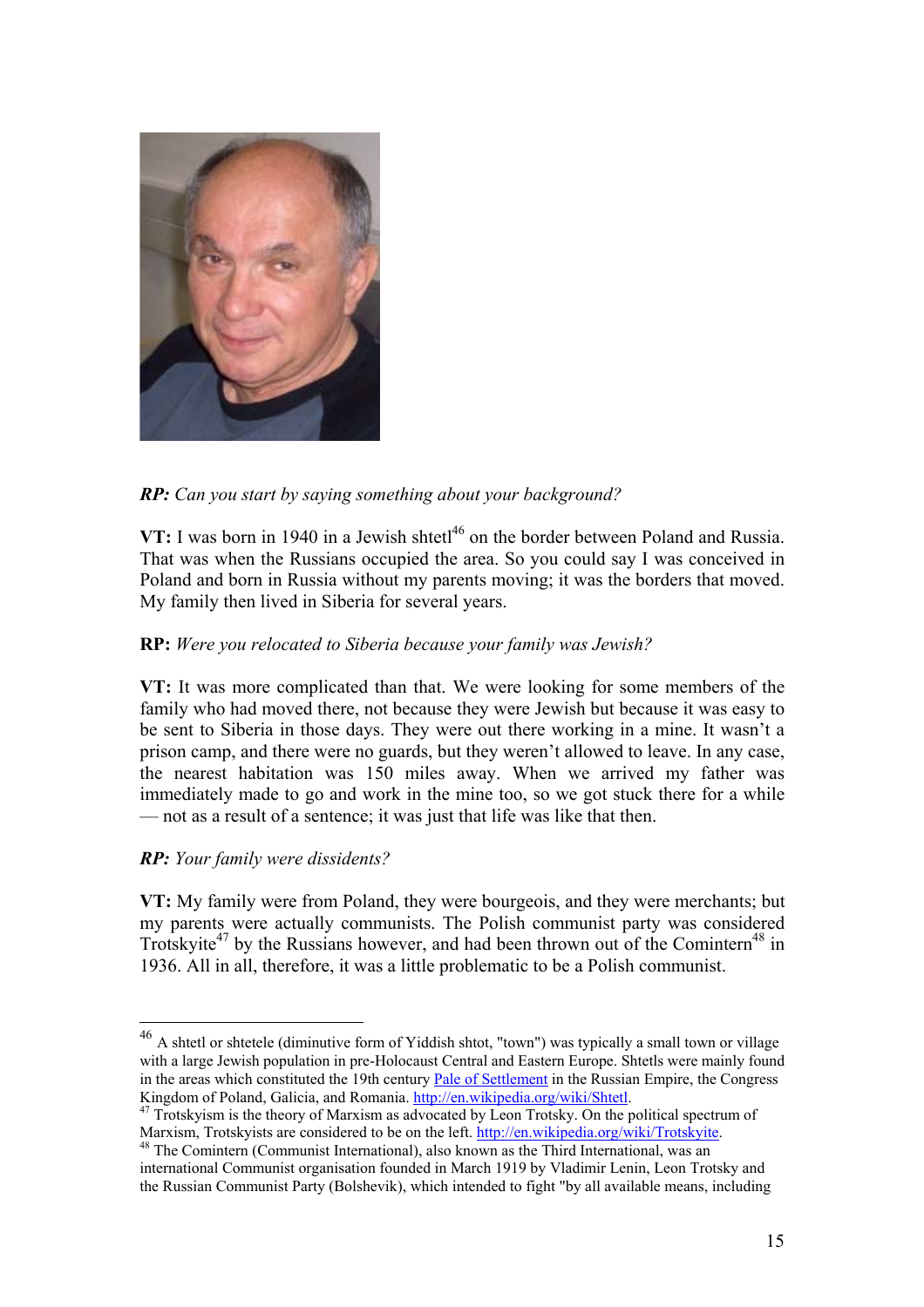***RP:** Can you start by saying something about your background?*

**VT:** I was born in 1940 in a Jewish shtetl[46] on the border between Poland and Russia. That was when the Russians occupied the area. So you could say I was conceived in Poland and born in Russia without my parents moving; it was the borders that moved. My family then lived in Siberia for several years.

**RP:** *Were you relocated to Siberia because your family was Jewish?*

**VT:** It was more complicated than that. We were looking for some members of the family who had moved there, not because they were Jewish but because it was easy to be sent to Siberia in those days. They were out there working in a mine. It wasn't a prison camp, and there were no guards, but they weren't allowed to leave. In any case, the nearest habitation was 150 miles away. When we arrived my father was immediately made to go and work in the mine too, so we got stuck there for a while — not as a result of a sentence; it was just that life was like that then.

***RP:** Your family were dissidents?*

**VT:** My family were from Poland, they were bourgeois, and they were merchants; but my parents were actually communists. The Polish communist party was considered Trotskyite[47] by the Russians however, and had been thrown out of the Comintern[48] in 1936. All in all, therefore, it was a little problematic to be a Polish communist.

---

[46] A shtetl or shtetele (diminutive form of Yiddish shtot, "town") was typically a small town or village with a large Jewish population in pre-Holocaust Central and Eastern Europe. Shtetls were mainly found in the areas which constituted the 19th century Pale of Settlement in the Russian Empire, the Congress Kingdom of Poland, Galicia, and Romania. http://en.wikipedia.org/wiki/Shtetl.

[47] Trotskyism is the theory of Marxism as advocated by Leon Trotsky. On the political spectrum of Marxism, Trotskyists are considered to be on the left. http://en.wikipedia.org/wiki/Trotskyite.

[48] The Comintern (Communist International), also known as the Third International, was an international Communist organisation founded in March 1919 by Vladimir Lenin, Leon Trotsky and the Russian Communist Party (Bolshevik), which intended to fight "by all available means, including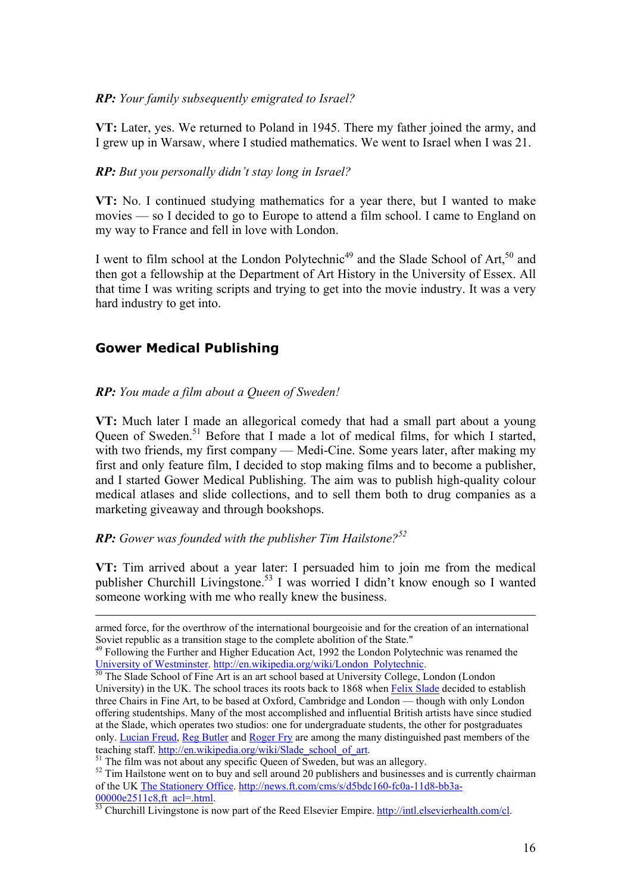***RP:*** *Your family subsequently emigrated to Israel?*

**VT:** Later, yes. We returned to Poland in 1945. There my father joined the army, and I grew up in Warsaw, where I studied mathematics. We went to Israel when I was 21.

***RP:*** *But you personally didn't stay long in Israel?*

**VT:** No. I continued studying mathematics for a year there, but I wanted to make movies — so I decided to go to Europe to attend a film school. I came to England on my way to France and fell in love with London.

I went to film school at the London Polytechnic[49] and the Slade School of Art,[50] and then got a fellowship at the Department of Art History in the University of Essex. All that time I was writing scripts and trying to get into the movie industry. It was a very hard industry to get into.

## Gower Medical Publishing

***RP:*** *You made a film about a Queen of Sweden!*

**VT:** Much later I made an allegorical comedy that had a small part about a young Queen of Sweden.[51] Before that I made a lot of medical films, for which I started, with two friends, my first company — Medi-Cine. Some years later, after making my first and only feature film, I decided to stop making films and to become a publisher, and I started Gower Medical Publishing. The aim was to publish high-quality colour medical atlases and slide collections, and to sell them both to drug companies as a marketing giveaway and through bookshops.

***RP:*** *Gower was founded with the publisher Tim Hailstone?*[52]

**VT:** Tim arrived about a year later: I persuaded him to join me from the medical publisher Churchill Livingstone.[53] I was worried I didn't know enough so I wanted someone working with me who really knew the business.

---

armed force, for the overthrow of the international bourgeoisie and for the creation of an international Soviet republic as a transition stage to the complete abolition of the State."

[49] Following the Further and Higher Education Act, 1992 the London Polytechnic was renamed the University of Westminster. http://en.wikipedia.org/wiki/London_Polytechnic.

[50] The Slade School of Fine Art is an art school based at University College, London (London University) in the UK. The school traces its roots back to 1868 when Felix Slade decided to establish three Chairs in Fine Art, to be based at Oxford, Cambridge and London — though with only London offering studentships. Many of the most accomplished and influential British artists have since studied at the Slade, which operates two studios: one for undergraduate students, the other for postgraduates only. Lucian Freud, Reg Butler and Roger Fry are among the many distinguished past members of the teaching staff. http://en.wikipedia.org/wiki/Slade_school_of_art.

[51] The film was not about any specific Queen of Sweden, but was an allegory.

[52] Tim Hailstone went on to buy and sell around 20 publishers and businesses and is currently chairman of the UK The Stationery Office. http://news.ft.com/cms/s/d5bdc160-fc0a-11d8-bb3a-00000e2511c8,ft_acl=.html.

[53] Churchill Livingstone is now part of the Reed Elsevier Empire. http://intl.elsevierhealth.com/cl.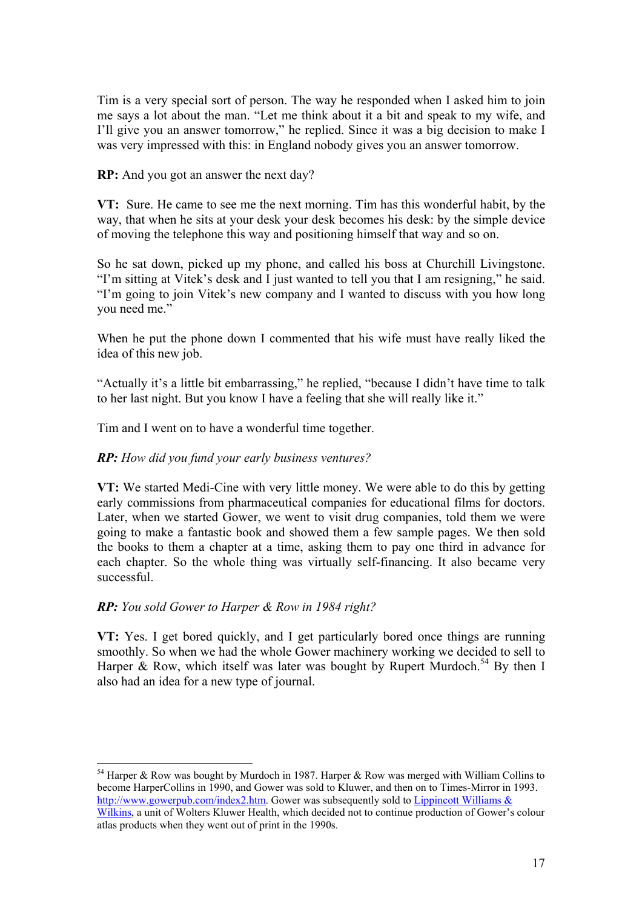Tim is a very special sort of person. The way he responded when I asked him to join me says a lot about the man. "Let me think about it a bit and speak to my wife, and I'll give you an answer tomorrow," he replied. Since it was a big decision to make I was very impressed with this: in England nobody gives you an answer tomorrow.

**RP:** And you got an answer the next day?

**VT:** Sure. He came to see me the next morning. Tim has this wonderful habit, by the way, that when he sits at your desk your desk becomes his desk: by the simple device of moving the telephone this way and positioning himself that way and so on.

So he sat down, picked up my phone, and called his boss at Churchill Livingstone. "I'm sitting at Vitek's desk and I just wanted to tell you that I am resigning," he said. "I'm going to join Vitek's new company and I wanted to discuss with you how long you need me."

When he put the phone down I commented that his wife must have really liked the idea of this new job.

"Actually it's a little bit embarrassing," he replied, "because I didn't have time to talk to her last night. But you know I have a feeling that she will really like it."

Tim and I went on to have a wonderful time together.

***RP:*** *How did you fund your early business ventures?*

**VT:** We started Medi-Cine with very little money. We were able to do this by getting early commissions from pharmaceutical companies for educational films for doctors. Later, when we started Gower, we went to visit drug companies, told them we were going to make a fantastic book and showed them a few sample pages. We then sold the books to them a chapter at a time, asking them to pay one third in advance for each chapter. So the whole thing was virtually self-financing. It also became very successful.

***RP:*** *You sold Gower to Harper & Row in 1984 right?*

**VT:** Yes. I get bored quickly, and I get particularly bored once things are running smoothly. So when we had the whole Gower machinery working we decided to sell to Harper & Row, which itself was later was bought by Rupert Murdoch.[54] By then I also had an idea for a new type of journal.

---

[54] Harper & Row was bought by Murdoch in 1987. Harper & Row was merged with William Collins to become HarperCollins in 1990, and Gower was sold to Kluwer, and then on to Times-Mirror in 1993. http://www.gowerpub.com/index2.htm. Gower was subsequently sold to Lippincott Williams & Wilkins, a unit of Wolters Kluwer Health, which decided not to continue production of Gower's colour atlas products when they went out of print in the 1990s.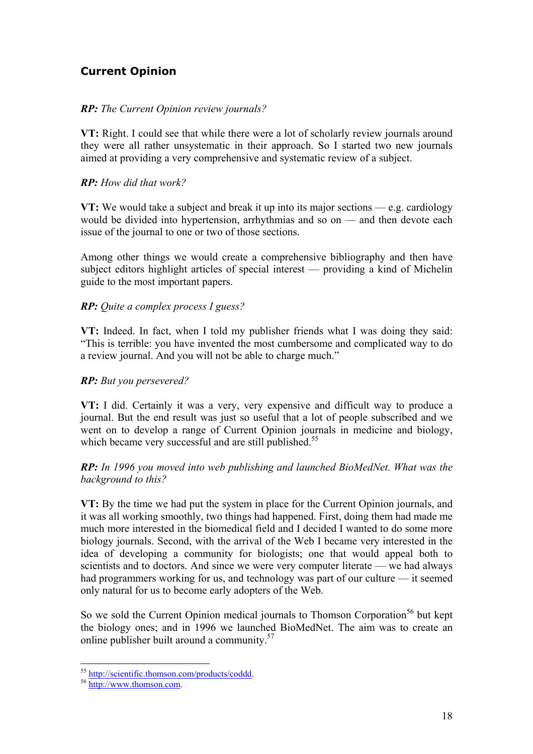## Current Opinion

***RP:*** *The Current Opinion review journals?*

**VT:** Right. I could see that while there were a lot of scholarly review journals around they were all rather unsystematic in their approach. So I started two new journals aimed at providing a very comprehensive and systematic review of a subject.

***RP:*** *How did that work?*

**VT:** We would take a subject and break it up into its major sections — e.g. cardiology would be divided into hypertension, arrhythmias and so on — and then devote each issue of the journal to one or two of those sections.

Among other things we would create a comprehensive bibliography and then have subject editors highlight articles of special interest — providing a kind of Michelin guide to the most important papers.

***RP:*** *Quite a complex process I guess?*

**VT:** Indeed. In fact, when I told my publisher friends what I was doing they said: "This is terrible: you have invented the most cumbersome and complicated way to do a review journal. And you will not be able to charge much."

***RP:*** *But you persevered?*

**VT:** I did. Certainly it was a very, very expensive and difficult way to produce a journal. But the end result was just so useful that a lot of people subscribed and we went on to develop a range of Current Opinion journals in medicine and biology, which became very successful and are still published.[55]

***RP:*** *In 1996 you moved into web publishing and launched BioMedNet. What was the background to this?*

**VT:** By the time we had put the system in place for the Current Opinion journals, and it was all working smoothly, two things had happened. First, doing them had made me much more interested in the biomedical field and I decided I wanted to do some more biology journals. Second, with the arrival of the Web I became very interested in the idea of developing a community for biologists; one that would appeal both to scientists and to doctors. And since we were very computer literate — we had always had programmers working for us, and technology was part of our culture — it seemed only natural for us to become early adopters of the Web.

So we sold the Current Opinion medical journals to Thomson Corporation[56] but kept the biology ones; and in 1996 we launched BioMedNet. The aim was to create an online publisher built around a community.[57]

---

[55] http://scientific.thomson.com/products/coddd.

[56] http://www.thomson.com.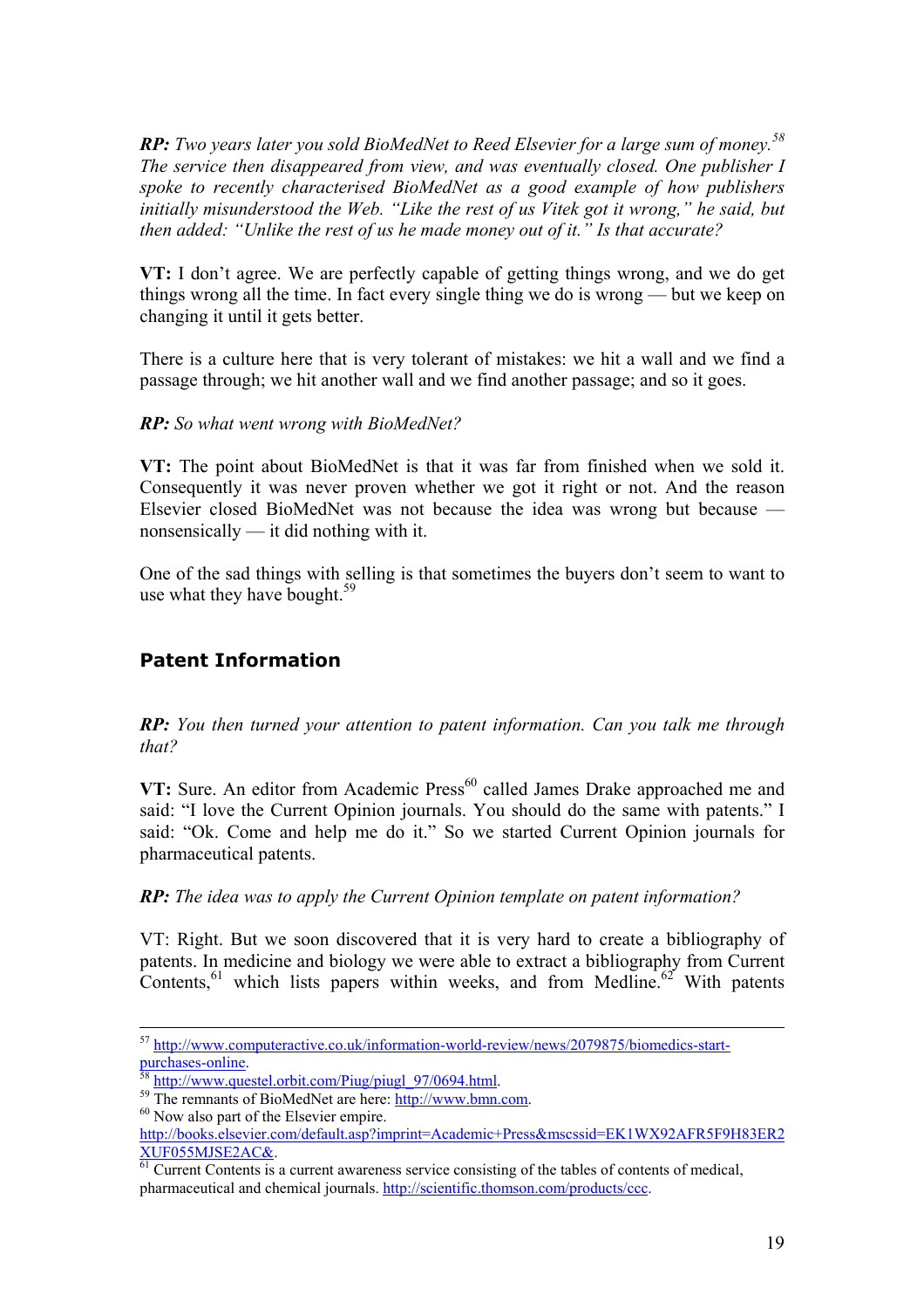***RP:*** *Two years later you sold BioMedNet to Reed Elsevier for a large sum of money.*[58] *The service then disappeared from view, and was eventually closed. One publisher I spoke to recently characterised BioMedNet as a good example of how publishers initially misunderstood the Web. "Like the rest of us Vitek got it wrong," he said, but then added: "Unlike the rest of us he made money out of it." Is that accurate?*

**VT:** I don't agree. We are perfectly capable of getting things wrong, and we do get things wrong all the time. In fact every single thing we do is wrong — but we keep on changing it until it gets better.

There is a culture here that is very tolerant of mistakes: we hit a wall and we find a passage through; we hit another wall and we find another passage; and so it goes.

***RP:*** *So what went wrong with BioMedNet?*

**VT:** The point about BioMedNet is that it was far from finished when we sold it. Consequently it was never proven whether we got it right or not. And the reason Elsevier closed BioMedNet was not because the idea was wrong but because — nonsensically — it did nothing with it.

One of the sad things with selling is that sometimes the buyers don't seem to want to use what they have bought.[59]

## Patent Information

***RP:*** *You then turned your attention to patent information. Can you talk me through that?*

**VT:** Sure. An editor from Academic Press[60] called James Drake approached me and said: "I love the Current Opinion journals. You should do the same with patents." I said: "Ok. Come and help me do it." So we started Current Opinion journals for pharmaceutical patents.

***RP:*** *The idea was to apply the Current Opinion template on patent information?*

VT: Right. But we soon discovered that it is very hard to create a bibliography of patents. In medicine and biology we were able to extract a bibliography from Current Contents,[61] which lists papers within weeks, and from Medline.[62] With patents

---

[57] http://www.computeractive.co.uk/information-world-review/news/2079875/biomedics-start-purchases-online.

[58] http://www.questel.orbit.com/Piug/piugl_97/0694.html.

[59] The remnants of BioMedNet are here: http://www.bmn.com.

[60] Now also part of the Elsevier empire. http://books.elsevier.com/default.asp?imprint=Academic+Press&mscssid=EK1WX92AFR5F9H83ER2XUF055MJSE2AC&.

[61] Current Contents is a current awareness service consisting of the tables of contents of medical, pharmaceutical and chemical journals. http://scientific.thomson.com/products/ccc.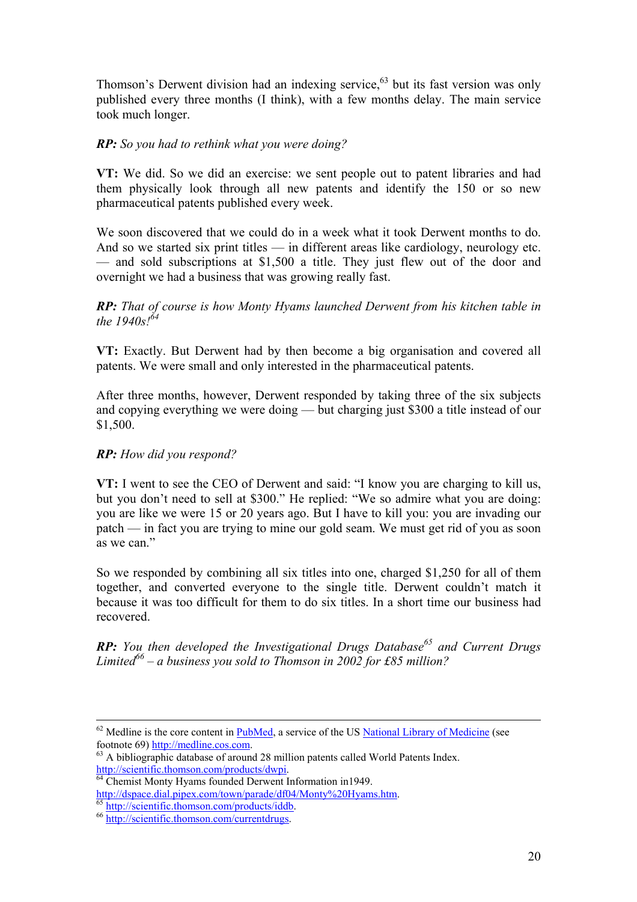Thomson's Derwent division had an indexing service,[63] but its fast version was only published every three months (I think), with a few months delay. The main service took much longer.

***RP:*** *So you had to rethink what you were doing?*

**VT:** We did. So we did an exercise: we sent people out to patent libraries and had them physically look through all new patents and identify the 150 or so new pharmaceutical patents published every week.

We soon discovered that we could do in a week what it took Derwent months to do. And so we started six print titles — in different areas like cardiology, neurology etc. — and sold subscriptions at $1,500 a title. They just flew out of the door and overnight we had a business that was growing really fast.

***RP:*** *That of course is how Monty Hyams launched Derwent from his kitchen table in the 1940s!*[64]

**VT:** Exactly. But Derwent had by then become a big organisation and covered all patents. We were small and only interested in the pharmaceutical patents.

After three months, however, Derwent responded by taking three of the six subjects and copying everything we were doing — but charging just $300 a title instead of our $1,500.

***RP:*** *How did you respond?*

**VT:** I went to see the CEO of Derwent and said: "I know you are charging to kill us, but you don't need to sell at $300." He replied: "We so admire what you are doing: you are like we were 15 or 20 years ago. But I have to kill you: you are invading our patch — in fact you are trying to mine our gold seam. We must get rid of you as soon as we can."

So we responded by combining all six titles into one, charged $1,250 for all of them together, and converted everyone to the single title. Derwent couldn't match it because it was too difficult for them to do six titles. In a short time our business had recovered.

***RP:*** *You then developed the Investigational Drugs Database*[65] *and Current Drugs Limited*[66] *– a business you sold to Thomson in 2002 for £85 million?*

---

[62] Medline is the core content in PubMed, a service of the US National Library of Medicine (see footnote 69) http://medline.cos.com.

[63] A bibliographic database of around 28 million patents called World Patents Index. http://scientific.thomson.com/products/dwpi.

[64] Chemist Monty Hyams founded Derwent Information in1949. http://dspace.dial.pipex.com/town/parade/df04/Monty%20Hyams.htm.

[65] http://scientific.thomson.com/products/iddb.

[66] http://scientific.thomson.com/currentdrugs.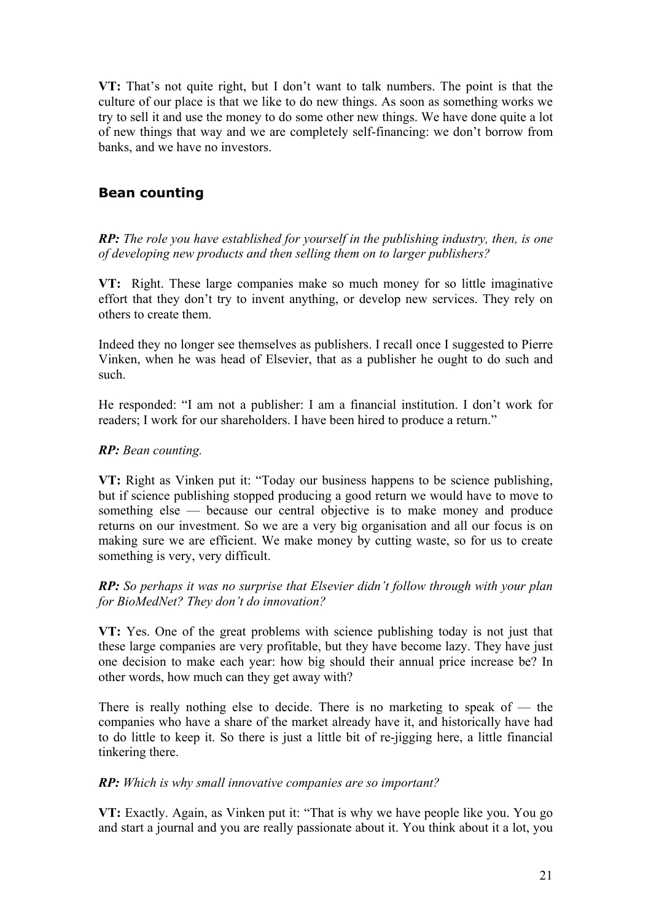**VT:** That's not quite right, but I don't want to talk numbers. The point is that the culture of our place is that we like to do new things. As soon as something works we try to sell it and use the money to do some other new things. We have done quite a lot of new things that way and we are completely self-financing: we don't borrow from banks, and we have no investors.

## Bean counting

***RP:*** *The role you have established for yourself in the publishing industry, then, is one of developing new products and then selling them on to larger publishers?*

**VT:** Right. These large companies make so much money for so little imaginative effort that they don't try to invent anything, or develop new services. They rely on others to create them.

Indeed they no longer see themselves as publishers. I recall once I suggested to Pierre Vinken, when he was head of Elsevier, that as a publisher he ought to do such and such.

He responded: "I am not a publisher: I am a financial institution. I don't work for readers; I work for our shareholders. I have been hired to produce a return."

***RP:*** *Bean counting.*

**VT:** Right as Vinken put it: "Today our business happens to be science publishing, but if science publishing stopped producing a good return we would have to move to something else — because our central objective is to make money and produce returns on our investment. So we are a very big organisation and all our focus is on making sure we are efficient. We make money by cutting waste, so for us to create something is very, very difficult.

***RP:*** *So perhaps it was no surprise that Elsevier didn't follow through with your plan for BioMedNet? They don't do innovation?*

**VT:** Yes. One of the great problems with science publishing today is not just that these large companies are very profitable, but they have become lazy. They have just one decision to make each year: how big should their annual price increase be? In other words, how much can they get away with?

There is really nothing else to decide. There is no marketing to speak of — the companies who have a share of the market already have it, and historically have had to do little to keep it. So there is just a little bit of re-jigging here, a little financial tinkering there.

***RP:*** *Which is why small innovative companies are so important?*

**VT:** Exactly. Again, as Vinken put it: "That is why we have people like you. You go and start a journal and you are really passionate about it. You think about it a lot, you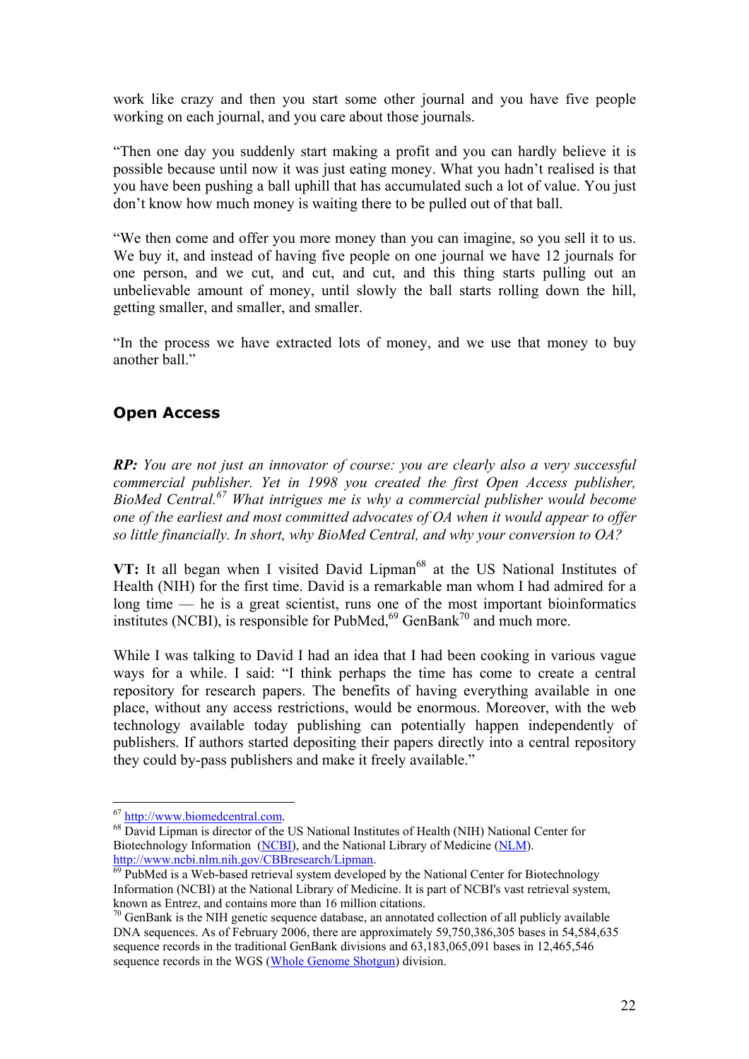work like crazy and then you start some other journal and you have five people working on each journal, and you care about those journals.

"Then one day you suddenly start making a profit and you can hardly believe it is possible because until now it was just eating money. What you hadn't realised is that you have been pushing a ball uphill that has accumulated such a lot of value. You just don't know how much money is waiting there to be pulled out of that ball.

"We then come and offer you more money than you can imagine, so you sell it to us. We buy it, and instead of having five people on one journal we have 12 journals for one person, and we cut, and cut, and cut, and this thing starts pulling out an unbelievable amount of money, until slowly the ball starts rolling down the hill, getting smaller, and smaller, and smaller.

"In the process we have extracted lots of money, and we use that money to buy another ball."

## Open Access

***RP:*** *You are not just an innovator of course: you are clearly also a very successful commercial publisher. Yet in 1998 you created the first Open Access publisher, BioMed Central.*[67] *What intrigues me is why a commercial publisher would become one of the earliest and most committed advocates of OA when it would appear to offer so little financially. In short, why BioMed Central, and why your conversion to OA?*

**VT:** It all began when I visited David Lipman[68] at the US National Institutes of Health (NIH) for the first time. David is a remarkable man whom I had admired for a long time — he is a great scientist, runs one of the most important bioinformatics institutes (NCBI), is responsible for PubMed,[69] GenBank[70] and much more.

While I was talking to David I had an idea that I had been cooking in various vague ways for a while. I said: "I think perhaps the time has come to create a central repository for research papers. The benefits of having everything available in one place, without any access restrictions, would be enormous. Moreover, with the web technology available today publishing can potentially happen independently of publishers. If authors started depositing their papers directly into a central repository they could by-pass publishers and make it freely available."

---

[67] http://www.biomedcentral.com.

[68] David Lipman is director of the US National Institutes of Health (NIH) National Center for Biotechnology Information (NCBI), and the National Library of Medicine (NLM). http://www.ncbi.nlm.nih.gov/CBBresearch/Lipman.

[69] PubMed is a Web-based retrieval system developed by the National Center for Biotechnology Information (NCBI) at the National Library of Medicine. It is part of NCBI's vast retrieval system, known as Entrez, and contains more than 16 million citations.

[70] GenBank is the NIH genetic sequence database, an annotated collection of all publicly available DNA sequences. As of February 2006, there are approximately 59,750,386,305 bases in 54,584,635 sequence records in the traditional GenBank divisions and 63,183,065,091 bases in 12,465,546 sequence records in the WGS (Whole Genome Shotgun) division.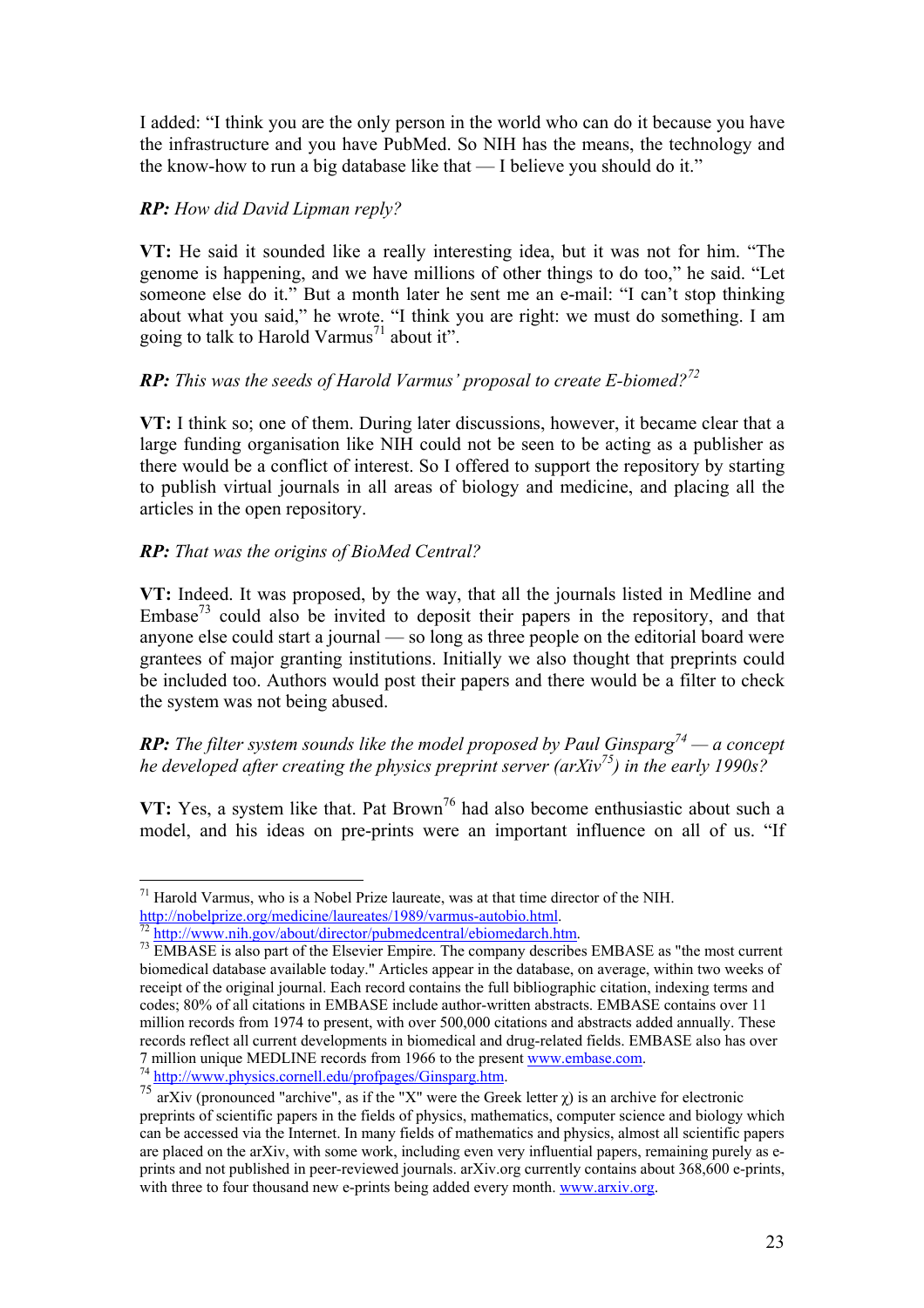I added: "I think you are the only person in the world who can do it because you have the infrastructure and you have PubMed. So NIH has the means, the technology and the know-how to run a big database like that — I believe you should do it."

***RP:** How did David Lipman reply?*

**VT:** He said it sounded like a really interesting idea, but it was not for him. "The genome is happening, and we have millions of other things to do too," he said. "Let someone else do it." But a month later he sent me an e-mail: "I can't stop thinking about what you said," he wrote. "I think you are right: we must do something. I am going to talk to Harold Varmus[71] about it".

***RP:** This was the seeds of Harold Varmus' proposal to create E-biomed?[72]*

**VT:** I think so; one of them. During later discussions, however, it became clear that a large funding organisation like NIH could not be seen to be acting as a publisher as there would be a conflict of interest. So I offered to support the repository by starting to publish virtual journals in all areas of biology and medicine, and placing all the articles in the open repository.

***RP:** That was the origins of BioMed Central?*

**VT:** Indeed. It was proposed, by the way, that all the journals listed in Medline and Embase[73] could also be invited to deposit their papers in the repository, and that anyone else could start a journal — so long as three people on the editorial board were grantees of major granting institutions. Initially we also thought that preprints could be included too. Authors would post their papers and there would be a filter to check the system was not being abused.

***RP:** The filter system sounds like the model proposed by Paul Ginsparg[74] — a concept he developed after creating the physics preprint server (arXiv[75]) in the early 1990s?*

**VT:** Yes, a system like that. Pat Brown[76] had also become enthusiastic about such a model, and his ideas on pre-prints were an important influence on all of us. "If

---

[71] Harold Varmus, who is a Nobel Prize laureate, was at that time director of the NIH. http://nobelprize.org/medicine/laureates/1989/varmus-autobio.html.

[72] http://www.nih.gov/about/director/pubmedcentral/ebiomedarch.htm.

[73] EMBASE is also part of the Elsevier Empire. The company describes EMBASE as "the most current biomedical database available today." Articles appear in the database, on average, within two weeks of receipt of the original journal. Each record contains the full bibliographic citation, indexing terms and codes; 80% of all citations in EMBASE include author-written abstracts. EMBASE contains over 11 million records from 1974 to present, with over 500,000 citations and abstracts added annually. These records reflect all current developments in biomedical and drug-related fields. EMBASE also has over 7 million unique MEDLINE records from 1966 to the present www.embase.com.

[74] http://www.physics.cornell.edu/profpages/Ginsparg.htm.

[75] arXiv (pronounced "archive", as if the "X" were the Greek letter χ) is an archive for electronic preprints of scientific papers in the fields of physics, mathematics, computer science and biology which can be accessed via the Internet. In many fields of mathematics and physics, almost all scientific papers are placed on the arXiv, with some work, including even very influential papers, remaining purely as e-prints and not published in peer-reviewed journals. arXiv.org currently contains about 368,600 e-prints, with three to four thousand new e-prints being added every month. www.arxiv.org.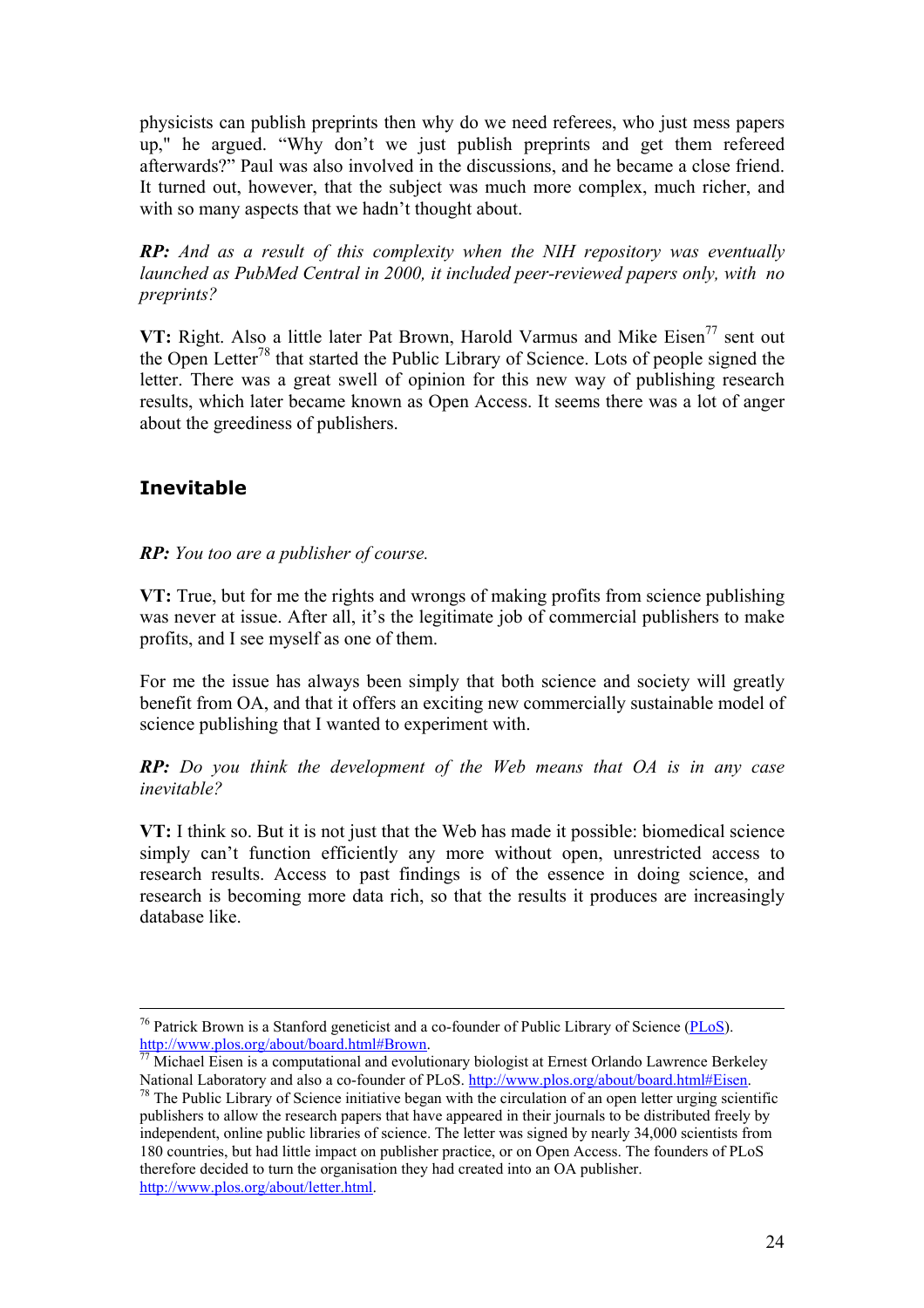physicists can publish preprints then why do we need referees, who just mess papers up," he argued. "Why don't we just publish preprints and get them refereed afterwards?" Paul was also involved in the discussions, and he became a close friend. It turned out, however, that the subject was much more complex, much richer, and with so many aspects that we hadn't thought about.

***RP:*** *And as a result of this complexity when the NIH repository was eventually launched as PubMed Central in 2000, it included peer-reviewed papers only, with no preprints?*

**VT:** Right. Also a little later Pat Brown, Harold Varmus and Mike Eisen[77] sent out the Open Letter[78] that started the Public Library of Science. Lots of people signed the letter. There was a great swell of opinion for this new way of publishing research results, which later became known as Open Access. It seems there was a lot of anger about the greediness of publishers.

## Inevitable

***RP:*** *You too are a publisher of course.*

**VT:** True, but for me the rights and wrongs of making profits from science publishing was never at issue. After all, it's the legitimate job of commercial publishers to make profits, and I see myself as one of them.

For me the issue has always been simply that both science and society will greatly benefit from OA, and that it offers an exciting new commercially sustainable model of science publishing that I wanted to experiment with.

***RP:*** *Do you think the development of the Web means that OA is in any case inevitable?*

**VT:** I think so. But it is not just that the Web has made it possible: biomedical science simply can't function efficiently any more without open, unrestricted access to research results. Access to past findings is of the essence in doing science, and research is becoming more data rich, so that the results it produces are increasingly database like.

---

[76] Patrick Brown is a Stanford geneticist and a co-founder of Public Library of Science (PLoS). http://www.plos.org/about/board.html#Brown.

[77] Michael Eisen is a computational and evolutionary biologist at Ernest Orlando Lawrence Berkeley National Laboratory and also a co-founder of PLoS. http://www.plos.org/about/board.html#Eisen.

[78] The Public Library of Science initiative began with the circulation of an open letter urging scientific publishers to allow the research papers that have appeared in their journals to be distributed freely by independent, online public libraries of science. The letter was signed by nearly 34,000 scientists from 180 countries, but had little impact on publisher practice, or on Open Access. The founders of PLoS therefore decided to turn the organisation they had created into an OA publisher. http://www.plos.org/about/letter.html.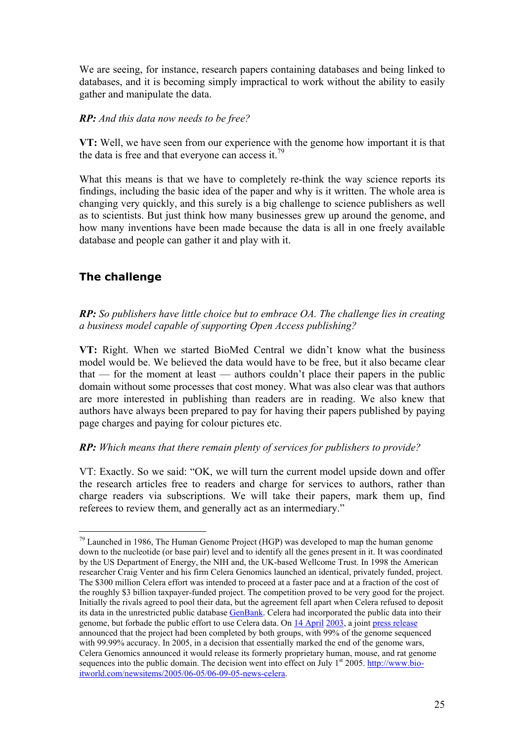We are seeing, for instance, research papers containing databases and being linked to databases, and it is becoming simply impractical to work without the ability to easily gather and manipulate the data.

***RP:*** *And this data now needs to be free?*

**VT:** Well, we have seen from our experience with the genome how important it is that the data is free and that everyone can access it.[79]

What this means is that we have to completely re-think the way science reports its findings, including the basic idea of the paper and why is it written. The whole area is changing very quickly, and this surely is a big challenge to science publishers as well as to scientists. But just think how many businesses grew up around the genome, and how many inventions have been made because the data is all in one freely available database and people can gather it and play with it.

## The challenge

***RP:*** *So publishers have little choice but to embrace OA. The challenge lies in creating a business model capable of supporting Open Access publishing?*

**VT:** Right. When we started BioMed Central we didn't know what the business model would be. We believed the data would have to be free, but it also became clear that — for the moment at least — authors couldn't place their papers in the public domain without some processes that cost money. What was also clear was that authors are more interested in publishing than readers are in reading. We also knew that authors have always been prepared to pay for having their papers published by paying page charges and paying for colour pictures etc.

***RP:*** *Which means that there remain plenty of services for publishers to provide?*

VT: Exactly. So we said: "OK, we will turn the current model upside down and offer the research articles free to readers and charge for services to authors, rather than charge readers via subscriptions. We will take their papers, mark them up, find referees to review them, and generally act as an intermediary."

---

[79] Launched in 1986, The Human Genome Project (HGP) was developed to map the human genome down to the nucleotide (or base pair) level and to identify all the genes present in it. It was coordinated by the US Department of Energy, the NIH and, the UK-based Wellcome Trust. In 1998 the American researcher Craig Venter and his firm Celera Genomics launched an identical, privately funded, project. The $300 million Celera effort was intended to proceed at a faster pace and at a fraction of the cost of the roughly $3 billion taxpayer-funded project. The competition proved to be very good for the project. Initially the rivals agreed to pool their data, but the agreement fell apart when Celera refused to deposit its data in the unrestricted public database GenBank. Celera had incorporated the public data into their genome, but forbade the public effort to use Celera data. On 14 April 2003, a joint press release announced that the project had been completed by both groups, with 99% of the genome sequenced with 99.99% accuracy. In 2005, in a decision that essentially marked the end of the genome wars, Celera Genomics announced it would release its formerly proprietary human, mouse, and rat genome sequences into the public domain. The decision went into effect on July 1st 2005. http://www.bio-itworld.com/newsitems/2005/06-05/06-09-05-news-celera.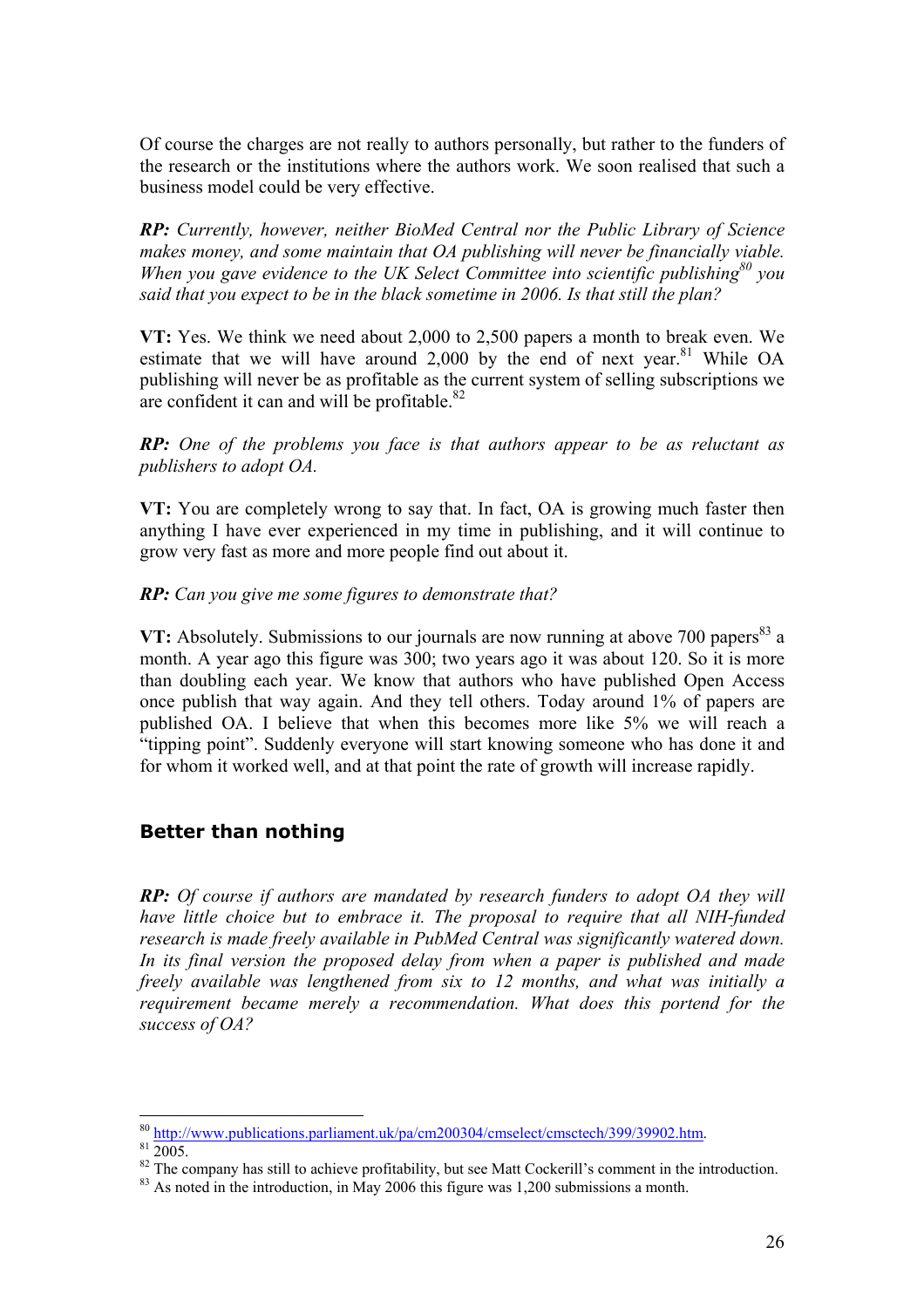Of course the charges are not really to authors personally, but rather to the funders of the research or the institutions where the authors work. We soon realised that such a business model could be very effective.

***RP:** Currently, however, neither BioMed Central nor the Public Library of Science makes money, and some maintain that OA publishing will never be financially viable. When you gave evidence to the UK Select Committee into scientific publishing[80] you said that you expect to be in the black sometime in 2006. Is that still the plan?*

**VT:** Yes. We think we need about 2,000 to 2,500 papers a month to break even. We estimate that we will have around 2,000 by the end of next year.[81] While OA publishing will never be as profitable as the current system of selling subscriptions we are confident it can and will be profitable.[82]

***RP:** One of the problems you face is that authors appear to be as reluctant as publishers to adopt OA.*

**VT:** You are completely wrong to say that. In fact, OA is growing much faster then anything I have ever experienced in my time in publishing, and it will continue to grow very fast as more and more people find out about it.

***RP:** Can you give me some figures to demonstrate that?*

**VT:** Absolutely. Submissions to our journals are now running at above 700 papers[83] a month. A year ago this figure was 300; two years ago it was about 120. So it is more than doubling each year. We know that authors who have published Open Access once publish that way again. And they tell others. Today around 1% of papers are published OA. I believe that when this becomes more like 5% we will reach a "tipping point". Suddenly everyone will start knowing someone who has done it and for whom it worked well, and at that point the rate of growth will increase rapidly.

## Better than nothing

***RP:** Of course if authors are mandated by research funders to adopt OA they will have little choice but to embrace it. The proposal to require that all NIH-funded research is made freely available in PubMed Central was significantly watered down. In its final version the proposed delay from when a paper is published and made freely available was lengthened from six to 12 months, and what was initially a requirement became merely a recommendation. What does this portend for the success of OA?*

---

[80] http://www.publications.parliament.uk/pa/cm200304/cmselect/cmsctech/399/39902.htm.

[81] 2005.

[82] The company has still to achieve profitability, but see Matt Cockerill's comment in the introduction.

[83] As noted in the introduction, in May 2006 this figure was 1,200 submissions a month.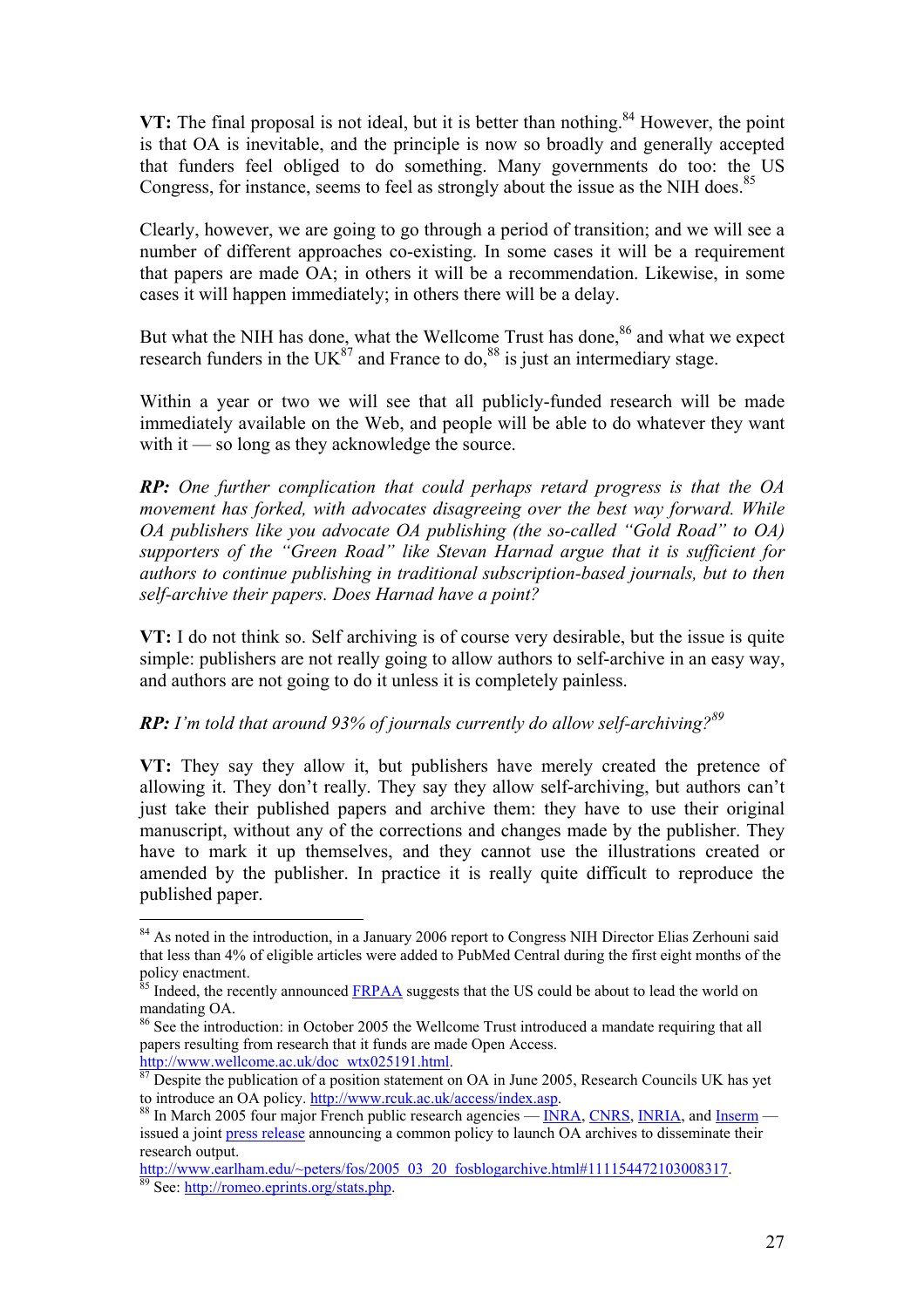**VT:** The final proposal is not ideal, but it is better than nothing.[84] However, the point is that OA is inevitable, and the principle is now so broadly and generally accepted that funders feel obliged to do something. Many governments do too: the US Congress, for instance, seems to feel as strongly about the issue as the NIH does.[85]

Clearly, however, we are going to go through a period of transition; and we will see a number of different approaches co-existing. In some cases it will be a requirement that papers are made OA; in others it will be a recommendation. Likewise, in some cases it will happen immediately; in others there will be a delay.

But what the NIH has done, what the Wellcome Trust has done,[86] and what we expect research funders in the UK[87] and France to do,[88] is just an intermediary stage.

Within a year or two we will see that all publicly-funded research will be made immediately available on the Web, and people will be able to do whatever they want with it — so long as they acknowledge the source.

***RP:*** *One further complication that could perhaps retard progress is that the OA movement has forked, with advocates disagreeing over the best way forward. While OA publishers like you advocate OA publishing (the so-called "Gold Road" to OA) supporters of the "Green Road" like Stevan Harnad argue that it is sufficient for authors to continue publishing in traditional subscription-based journals, but to then self-archive their papers. Does Harnad have a point?*

**VT:** I do not think so. Self archiving is of course very desirable, but the issue is quite simple: publishers are not really going to allow authors to self-archive in an easy way, and authors are not going to do it unless it is completely painless.

***RP:*** *I'm told that around 93% of journals currently do allow self-archiving?*[89]

**VT:** They say they allow it, but publishers have merely created the pretence of allowing it. They don't really. They say they allow self-archiving, but authors can't just take their published papers and archive them: they have to use their original manuscript, without any of the corrections and changes made by the publisher. They have to mark it up themselves, and they cannot use the illustrations created or amended by the publisher. In practice it is really quite difficult to reproduce the published paper.

---

[84] As noted in the introduction, in a January 2006 report to Congress NIH Director Elias Zerhouni said that less than 4% of eligible articles were added to PubMed Central during the first eight months of the policy enactment.

[85] Indeed, the recently announced FRPAA suggests that the US could be about to lead the world on mandating OA.

[86] See the introduction: in October 2005 the Wellcome Trust introduced a mandate requiring that all papers resulting from research that it funds are made Open Access. http://www.wellcome.ac.uk/doc_wtx025191.html.

[87] Despite the publication of a position statement on OA in June 2005, Research Councils UK has yet to introduce an OA policy. http://www.rcuk.ac.uk/access/index.asp.

[88] In March 2005 four major French public research agencies — INRA, CNRS, INRIA, and Inserm — issued a joint press release announcing a common policy to launch OA archives to disseminate their research output. http://www.earlham.edu/~peters/fos/2005_03_20_fosblogarchive.html#111154472103008317.

[89] See: http://romeo.eprints.org/stats.php.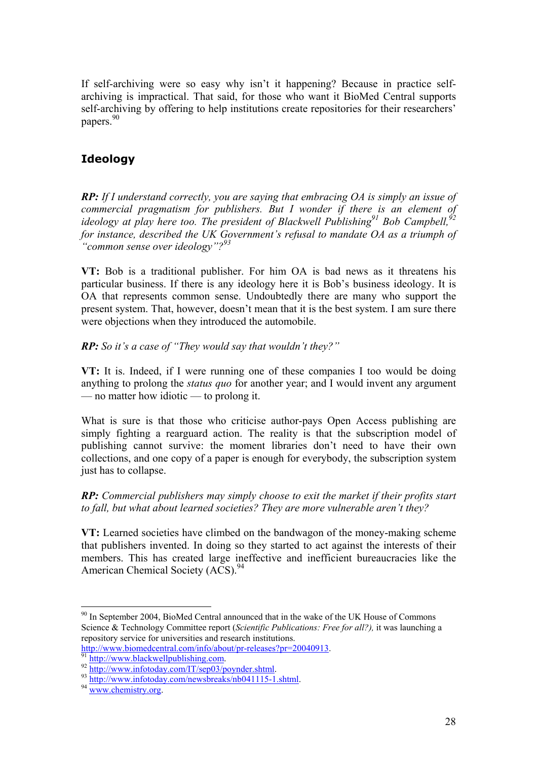If self-archiving were so easy why isn't it happening? Because in practice self-archiving is impractical. That said, for those who want it BioMed Central supports self-archiving by offering to help institutions create repositories for their researchers' papers.[90]

## Ideology

***RP:*** *If I understand correctly, you are saying that embracing OA is simply an issue of commercial pragmatism for publishers. But I wonder if there is an element of ideology at play here too. The president of Blackwell Publishing[91] Bob Campbell,[92] for instance, described the UK Government's refusal to mandate OA as a triumph of "common sense over ideology"?[93]*

**VT:** Bob is a traditional publisher. For him OA is bad news as it threatens his particular business. If there is any ideology here it is Bob's business ideology. It is OA that represents common sense. Undoubtedly there are many who support the present system. That, however, doesn't mean that it is the best system. I am sure there were objections when they introduced the automobile.

***RP:*** *So it's a case of "They would say that wouldn't they?"*

**VT:** It is. Indeed, if I were running one of these companies I too would be doing anything to prolong the *status quo* for another year; and I would invent any argument — no matter how idiotic — to prolong it.

What is sure is that those who criticise author-pays Open Access publishing are simply fighting a rearguard action. The reality is that the subscription model of publishing cannot survive: the moment libraries don't need to have their own collections, and one copy of a paper is enough for everybody, the subscription system just has to collapse.

***RP:*** *Commercial publishers may simply choose to exit the market if their profits start to fall, but what about learned societies? They are more vulnerable aren't they?*

**VT:** Learned societies have climbed on the bandwagon of the money-making scheme that publishers invented. In doing so they started to act against the interests of their members. This has created large ineffective and inefficient bureaucracies like the American Chemical Society (ACS).[94]

---

[90] In September 2004, BioMed Central announced that in the wake of the UK House of Commons Science & Technology Committee report (*Scientific Publications: Free for all?),* it was launching a repository service for universities and research institutions. http://www.biomedcentral.com/info/about/pr-releases?pr=20040913.

[91] http://www.blackwellpublishing.com.

[92] http://www.infotoday.com/IT/sep03/poynder.shtml.

[93] http://www.infotoday.com/newsbreaks/nb041115-1.shtml.

[94] www.chemistry.org.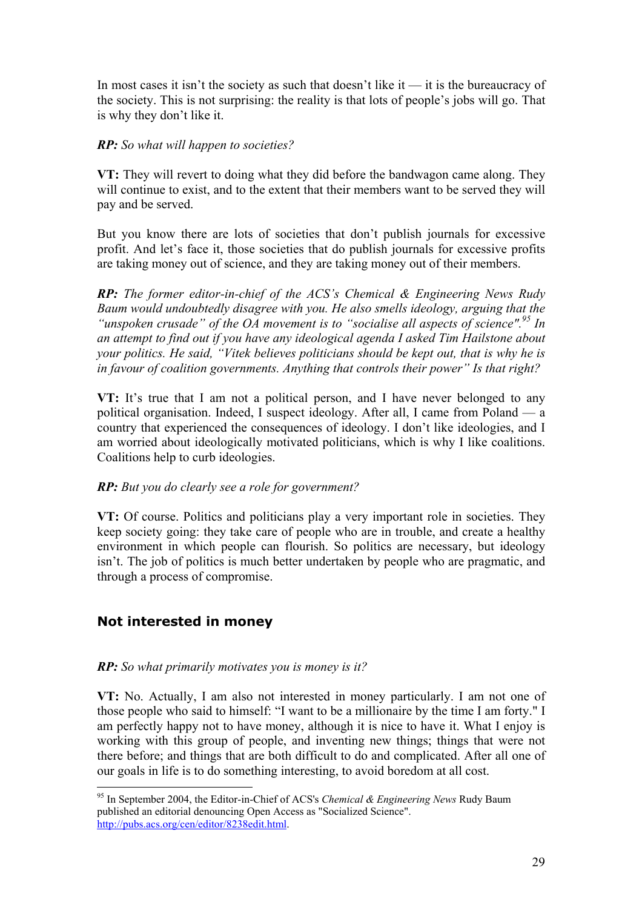In most cases it isn't the society as such that doesn't like it — it is the bureaucracy of the society. This is not surprising: the reality is that lots of people's jobs will go. That is why they don't like it.

***RP:*** *So what will happen to societies?*

**VT:** They will revert to doing what they did before the bandwagon came along. They will continue to exist, and to the extent that their members want to be served they will pay and be served.

But you know there are lots of societies that don't publish journals for excessive profit. And let's face it, those societies that do publish journals for excessive profits are taking money out of science, and they are taking money out of their members.

***RP:*** *The former editor-in-chief of the ACS's Chemical & Engineering News Rudy Baum would undoubtedly disagree with you. He also smells ideology, arguing that the "unspoken crusade" of the OA movement is to "socialise all aspects of science".*[95] *In an attempt to find out if you have any ideological agenda I asked Tim Hailstone about your politics. He said, "Vitek believes politicians should be kept out, that is why he is in favour of coalition governments. Anything that controls their power" Is that right?*

**VT:** It's true that I am not a political person, and I have never belonged to any political organisation. Indeed, I suspect ideology. After all, I came from Poland — a country that experienced the consequences of ideology. I don't like ideologies, and I am worried about ideologically motivated politicians, which is why I like coalitions. Coalitions help to curb ideologies.

***RP:*** *But you do clearly see a role for government?*

**VT:** Of course. Politics and politicians play a very important role in societies. They keep society going: they take care of people who are in trouble, and create a healthy environment in which people can flourish. So politics are necessary, but ideology isn't. The job of politics is much better undertaken by people who are pragmatic, and through a process of compromise.

## Not interested in money

***RP:*** *So what primarily motivates you is money is it?*

**VT:** No. Actually, I am also not interested in money particularly. I am not one of those people who said to himself: "I want to be a millionaire by the time I am forty." I am perfectly happy not to have money, although it is nice to have it. What I enjoy is working with this group of people, and inventing new things; things that were not there before; and things that are both difficult to do and complicated. After all one of our goals in life is to do something interesting, to avoid boredom at all cost.

---

[95] In September 2004, the Editor-in-Chief of ACS's *Chemical & Engineering News* Rudy Baum published an editorial denouncing Open Access as "Socialized Science". http://pubs.acs.org/cen/editor/8238edit.html.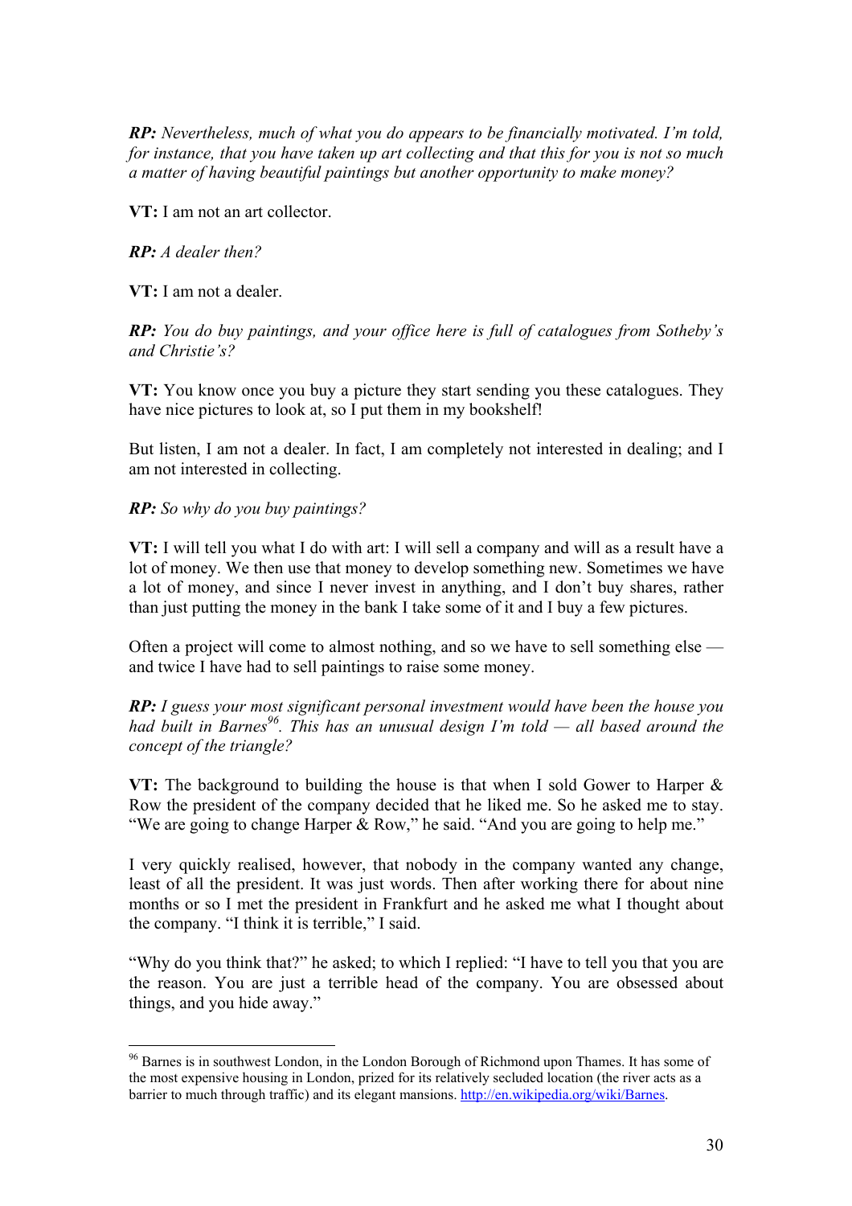***RP:*** *Nevertheless, much of what you do appears to be financially motivated. I'm told, for instance, that you have taken up art collecting and that this for you is not so much a matter of having beautiful paintings but another opportunity to make money?*

**VT:** I am not an art collector.

***RP:*** *A dealer then?*

**VT:** I am not a dealer.

***RP:*** *You do buy paintings, and your office here is full of catalogues from Sotheby's and Christie's?*

**VT:** You know once you buy a picture they start sending you these catalogues. They have nice pictures to look at, so I put them in my bookshelf!

But listen, I am not a dealer. In fact, I am completely not interested in dealing; and I am not interested in collecting.

***RP:*** *So why do you buy paintings?*

**VT:** I will tell you what I do with art: I will sell a company and will as a result have a lot of money. We then use that money to develop something new. Sometimes we have a lot of money, and since I never invest in anything, and I don't buy shares, rather than just putting the money in the bank I take some of it and I buy a few pictures.

Often a project will come to almost nothing, and so we have to sell something else — and twice I have had to sell paintings to raise some money.

***RP:*** *I guess your most significant personal investment would have been the house you had built in Barnes*[96]*. This has an unusual design I'm told — all based around the concept of the triangle?*

**VT:** The background to building the house is that when I sold Gower to Harper & Row the president of the company decided that he liked me. So he asked me to stay. "We are going to change Harper & Row," he said. "And you are going to help me."

I very quickly realised, however, that nobody in the company wanted any change, least of all the president. It was just words. Then after working there for about nine months or so I met the president in Frankfurt and he asked me what I thought about the company. "I think it is terrible," I said.

"Why do you think that?" he asked; to which I replied: "I have to tell you that you are the reason. You are just a terrible head of the company. You are obsessed about things, and you hide away."

---

[96] Barnes is in southwest London, in the London Borough of Richmond upon Thames. It has some of the most expensive housing in London, prized for its relatively secluded location (the river acts as a barrier to much through traffic) and its elegant mansions. http://en.wikipedia.org/wiki/Barnes.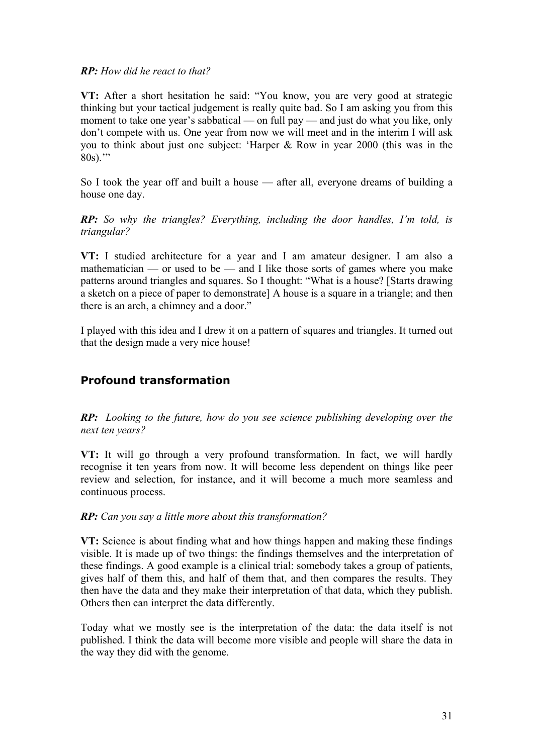***RP:*** *How did he react to that?*

**VT:** After a short hesitation he said: "You know, you are very good at strategic thinking but your tactical judgement is really quite bad. So I am asking you from this moment to take one year's sabbatical — on full pay — and just do what you like, only don't compete with us. One year from now we will meet and in the interim I will ask you to think about just one subject: 'Harper & Row in year 2000 (this was in the 80s).'"

So I took the year off and built a house — after all, everyone dreams of building a house one day.

***RP:*** *So why the triangles? Everything, including the door handles, I'm told, is triangular?*

**VT:** I studied architecture for a year and I am amateur designer. I am also a mathematician — or used to be — and I like those sorts of games where you make patterns around triangles and squares. So I thought: "What is a house? [Starts drawing a sketch on a piece of paper to demonstrate] A house is a square in a triangle; and then there is an arch, a chimney and a door."

I played with this idea and I drew it on a pattern of squares and triangles. It turned out that the design made a very nice house!

## Profound transformation

***RP:*** *Looking to the future, how do you see science publishing developing over the next ten years?*

**VT:** It will go through a very profound transformation. In fact, we will hardly recognise it ten years from now. It will become less dependent on things like peer review and selection, for instance, and it will become a much more seamless and continuous process.

***RP:*** *Can you say a little more about this transformation?*

**VT:** Science is about finding what and how things happen and making these findings visible. It is made up of two things: the findings themselves and the interpretation of these findings. A good example is a clinical trial: somebody takes a group of patients, gives half of them this, and half of them that, and then compares the results. They then have the data and they make their interpretation of that data, which they publish. Others then can interpret the data differently.

Today what we mostly see is the interpretation of the data: the data itself is not published. I think the data will become more visible and people will share the data in the way they did with the genome.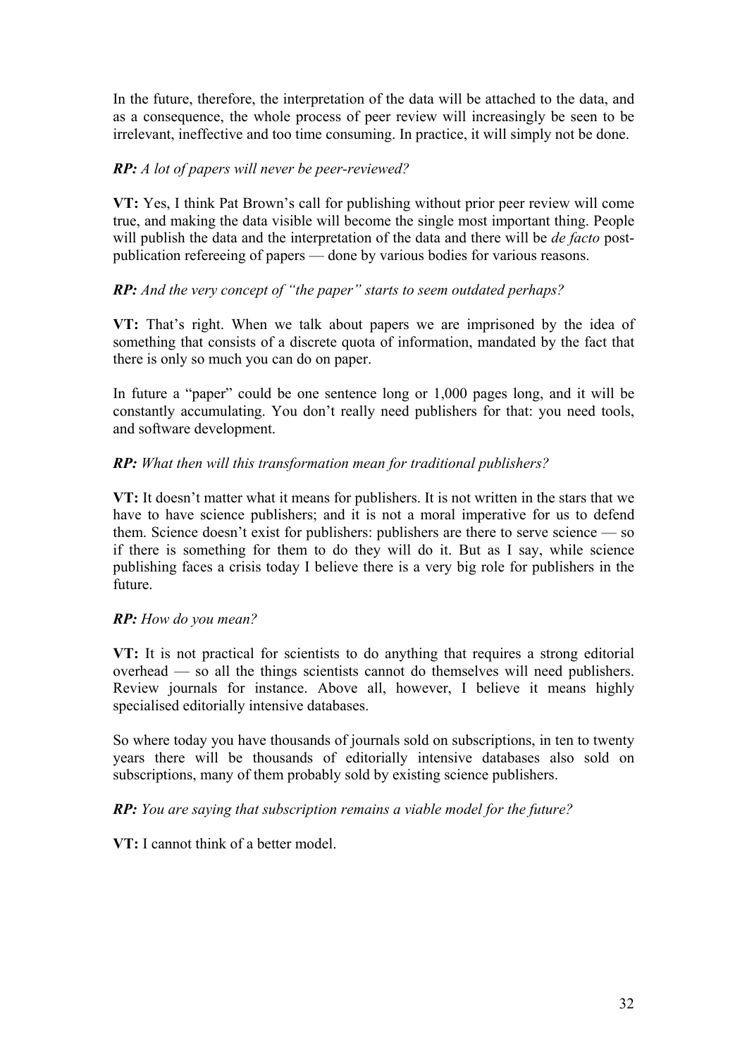In the future, therefore, the interpretation of the data will be attached to the data, and as a consequence, the whole process of peer review will increasingly be seen to be irrelevant, ineffective and too time consuming. In practice, it will simply not be done.

***RP:*** *A lot of papers will never be peer-reviewed?*

**VT:** Yes, I think Pat Brown's call for publishing without prior peer review will come true, and making the data visible will become the single most important thing. People will publish the data and the interpretation of the data and there will be *de facto* post-publication refereeing of papers — done by various bodies for various reasons.

***RP:*** *And the very concept of "the paper" starts to seem outdated perhaps?*

**VT:** That's right. When we talk about papers we are imprisoned by the idea of something that consists of a discrete quota of information, mandated by the fact that there is only so much you can do on paper.

In future a "paper" could be one sentence long or 1,000 pages long, and it will be constantly accumulating. You don't really need publishers for that: you need tools, and software development.

***RP:*** *What then will this transformation mean for traditional publishers?*

**VT:** It doesn't matter what it means for publishers. It is not written in the stars that we have to have science publishers; and it is not a moral imperative for us to defend them. Science doesn't exist for publishers: publishers are there to serve science — so if there is something for them to do they will do it. But as I say, while science publishing faces a crisis today I believe there is a very big role for publishers in the future.

***RP:*** *How do you mean?*

**VT:** It is not practical for scientists to do anything that requires a strong editorial overhead — so all the things scientists cannot do themselves will need publishers. Review journals for instance. Above all, however, I believe it means highly specialised editorially intensive databases.

So where today you have thousands of journals sold on subscriptions, in ten to twenty years there will be thousands of editorially intensive databases also sold on subscriptions, many of them probably sold by existing science publishers.

***RP:*** *You are saying that subscription remains a viable model for the future?*

**VT:** I cannot think of a better model.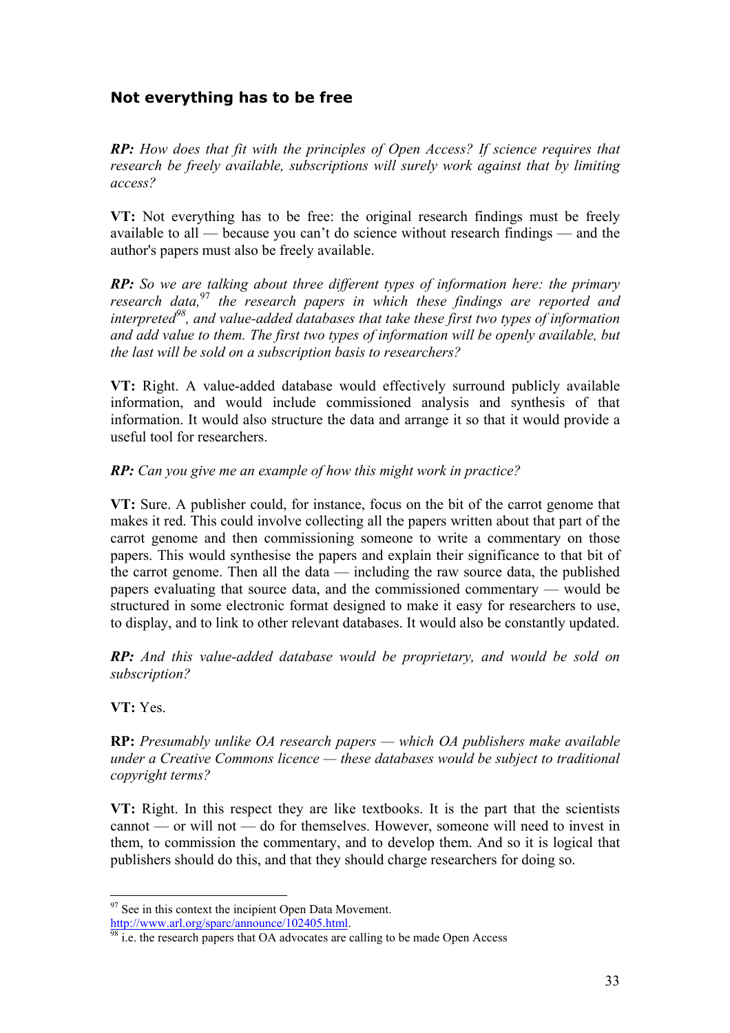## Not everything has to be free

***RP:*** *How does that fit with the principles of Open Access? If science requires that research be freely available, subscriptions will surely work against that by limiting access?*

**VT:** Not everything has to be free: the original research findings must be freely available to all — because you can't do science without research findings — and the author's papers must also be freely available.

***RP:*** *So we are talking about three different types of information here: the primary research data,*[97] *the research papers in which these findings are reported and interpreted*[98]*, and value-added databases that take these first two types of information and add value to them. The first two types of information will be openly available, but the last will be sold on a subscription basis to researchers?*

**VT:** Right. A value-added database would effectively surround publicly available information, and would include commissioned analysis and synthesis of that information. It would also structure the data and arrange it so that it would provide a useful tool for researchers.

***RP:*** *Can you give me an example of how this might work in practice?*

**VT:** Sure. A publisher could, for instance, focus on the bit of the carrot genome that makes it red. This could involve collecting all the papers written about that part of the carrot genome and then commissioning someone to write a commentary on those papers. This would synthesise the papers and explain their significance to that bit of the carrot genome. Then all the data — including the raw source data, the published papers evaluating that source data, and the commissioned commentary — would be structured in some electronic format designed to make it easy for researchers to use, to display, and to link to other relevant databases. It would also be constantly updated.

***RP:*** *And this value-added database would be proprietary, and would be sold on subscription?*

**VT:** Yes.

**RP:** *Presumably unlike OA research papers — which OA publishers make available under a Creative Commons licence — these databases would be subject to traditional copyright terms?*

**VT:** Right. In this respect they are like textbooks. It is the part that the scientists cannot — or will not — do for themselves. However, someone will need to invest in them, to commission the commentary, and to develop them. And so it is logical that publishers should do this, and that they should charge researchers for doing so.

---

[97] See in this context the incipient Open Data Movement. http://www.arl.org/sparc/announce/102405.html.

[98] i.e. the research papers that OA advocates are calling to be made Open Access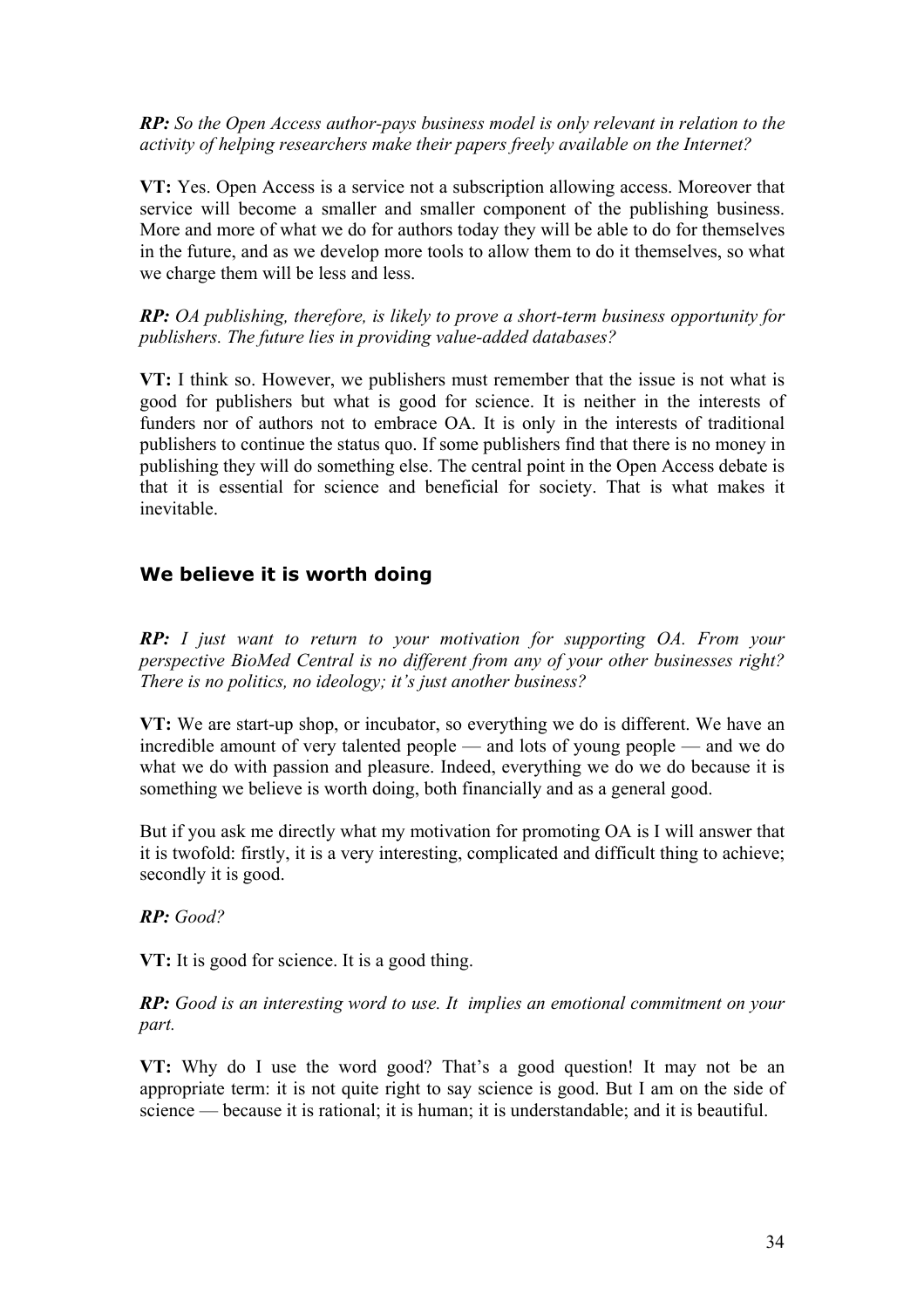***RP:*** *So the Open Access author-pays business model is only relevant in relation to the activity of helping researchers make their papers freely available on the Internet?*

**VT:** Yes. Open Access is a service not a subscription allowing access. Moreover that service will become a smaller and smaller component of the publishing business. More and more of what we do for authors today they will be able to do for themselves in the future, and as we develop more tools to allow them to do it themselves, so what we charge them will be less and less.

***RP:*** *OA publishing, therefore, is likely to prove a short-term business opportunity for publishers. The future lies in providing value-added databases?*

**VT:** I think so. However, we publishers must remember that the issue is not what is good for publishers but what is good for science. It is neither in the interests of funders nor of authors not to embrace OA. It is only in the interests of traditional publishers to continue the status quo. If some publishers find that there is no money in publishing they will do something else. The central point in the Open Access debate is that it is essential for science and beneficial for society. That is what makes it inevitable.

## We believe it is worth doing

***RP:*** *I just want to return to your motivation for supporting OA. From your perspective BioMed Central is no different from any of your other businesses right? There is no politics, no ideology; it's just another business?*

**VT:** We are start-up shop, or incubator, so everything we do is different. We have an incredible amount of very talented people — and lots of young people — and we do what we do with passion and pleasure. Indeed, everything we do we do because it is something we believe is worth doing, both financially and as a general good.

But if you ask me directly what my motivation for promoting OA is I will answer that it is twofold: firstly, it is a very interesting, complicated and difficult thing to achieve; secondly it is good.

***RP:*** *Good?*

**VT:** It is good for science. It is a good thing.

***RP:*** *Good is an interesting word to use. It implies an emotional commitment on your part.*

**VT:** Why do I use the word good? That's a good question! It may not be an appropriate term: it is not quite right to say science is good. But I am on the side of science — because it is rational; it is human; it is understandable; and it is beautiful.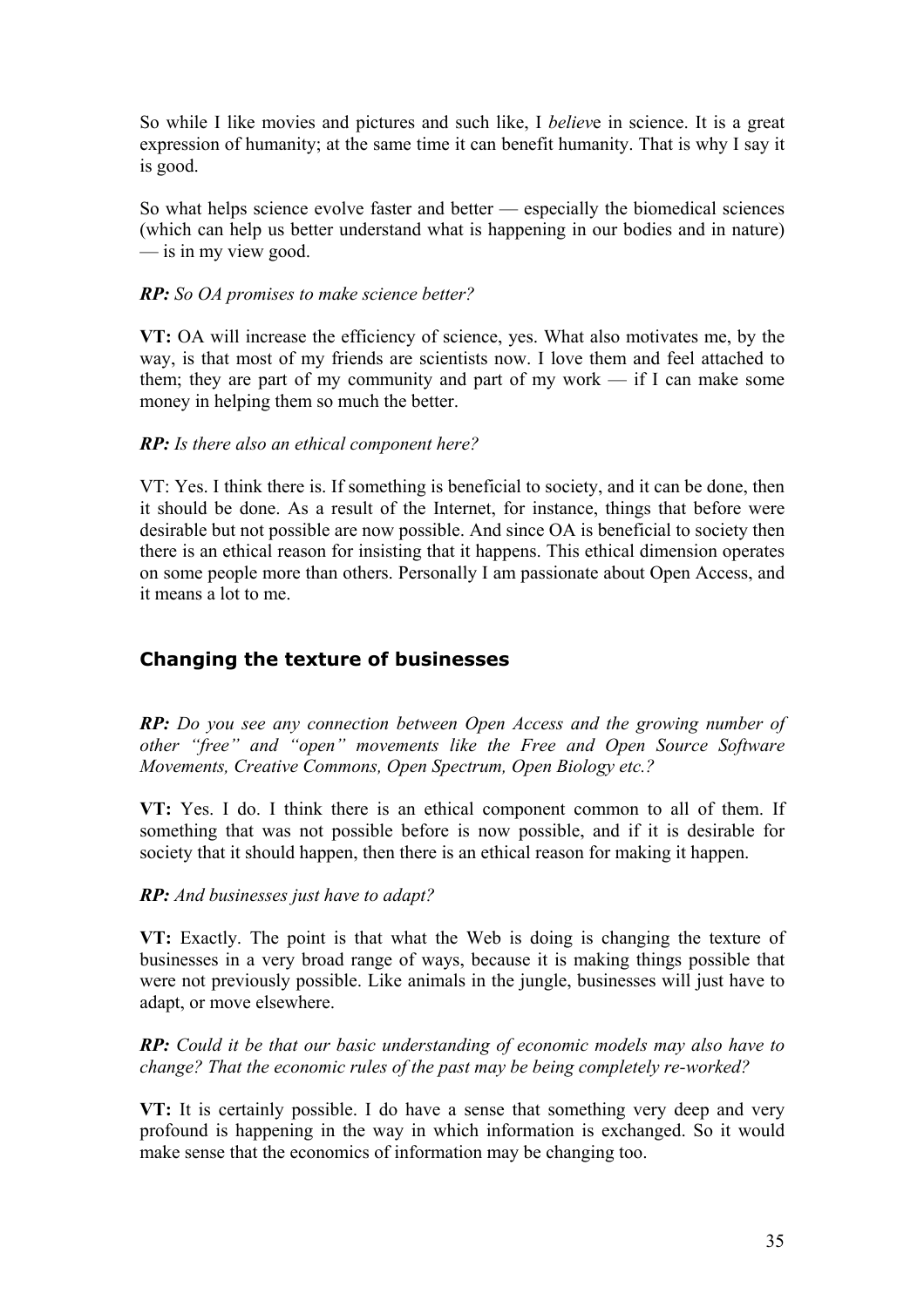So while I like movies and pictures and such like, I *believ*e in science. It is a great expression of humanity; at the same time it can benefit humanity. That is why I say it is good.

So what helps science evolve faster and better — especially the biomedical sciences (which can help us better understand what is happening in our bodies and in nature) — is in my view good.

***RP:*** *So OA promises to make science better?*

**VT:** OA will increase the efficiency of science, yes. What also motivates me, by the way, is that most of my friends are scientists now. I love them and feel attached to them; they are part of my community and part of my work — if I can make some money in helping them so much the better.

***RP:*** *Is there also an ethical component here?*

VT: Yes. I think there is. If something is beneficial to society, and it can be done, then it should be done. As a result of the Internet, for instance, things that before were desirable but not possible are now possible. And since OA is beneficial to society then there is an ethical reason for insisting that it happens. This ethical dimension operates on some people more than others. Personally I am passionate about Open Access, and it means a lot to me.

## Changing the texture of businesses

***RP:*** *Do you see any connection between Open Access and the growing number of other "free" and "open" movements like the Free and Open Source Software Movements, Creative Commons, Open Spectrum, Open Biology etc.?*

**VT:** Yes. I do. I think there is an ethical component common to all of them. If something that was not possible before is now possible, and if it is desirable for society that it should happen, then there is an ethical reason for making it happen.

***RP:*** *And businesses just have to adapt?*

**VT:** Exactly. The point is that what the Web is doing is changing the texture of businesses in a very broad range of ways, because it is making things possible that were not previously possible. Like animals in the jungle, businesses will just have to adapt, or move elsewhere.

***RP:*** *Could it be that our basic understanding of economic models may also have to change? That the economic rules of the past may be being completely re-worked?*

**VT:** It is certainly possible. I do have a sense that something very deep and very profound is happening in the way in which information is exchanged. So it would make sense that the economics of information may be changing too.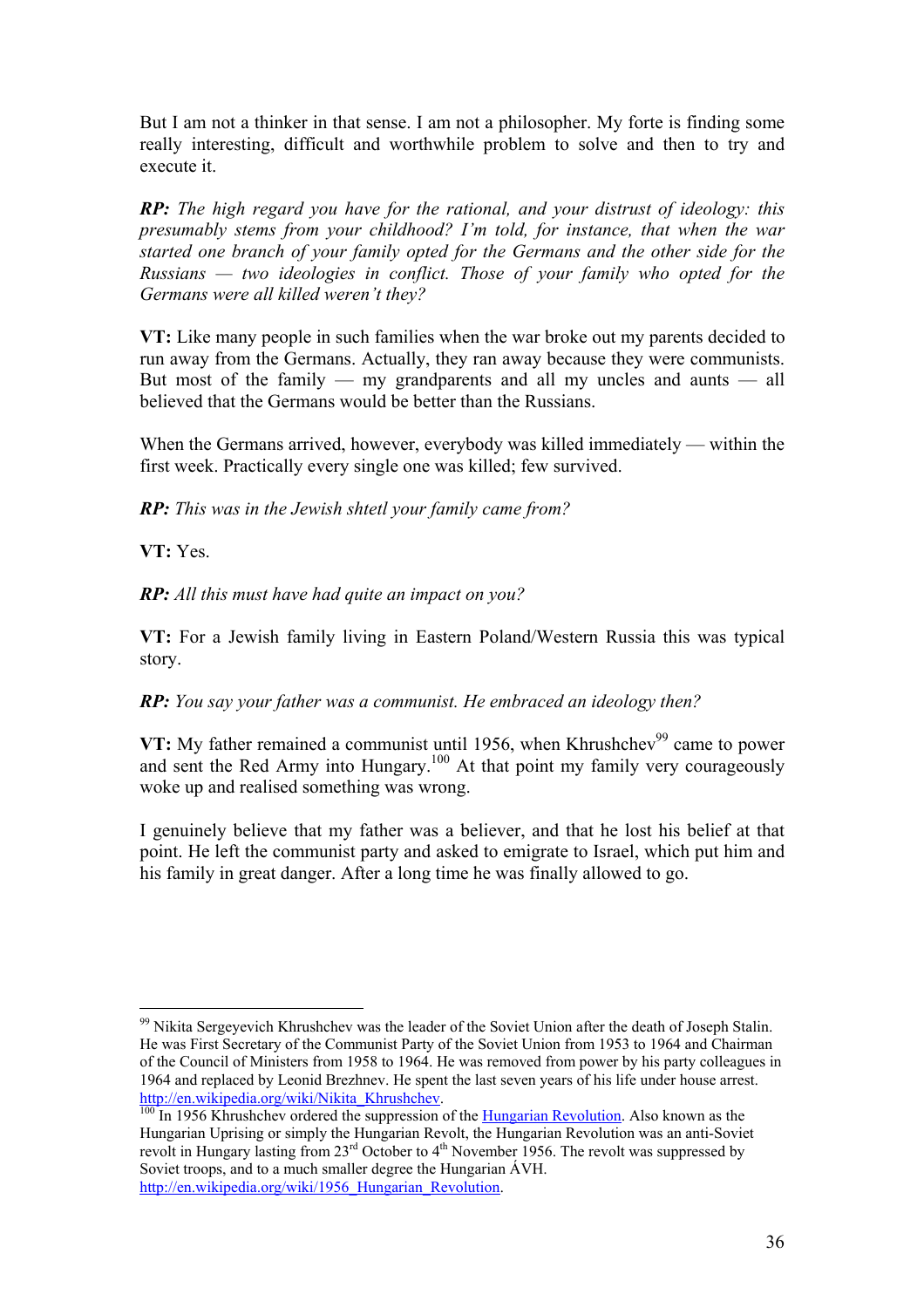But I am not a thinker in that sense. I am not a philosopher. My forte is finding some really interesting, difficult and worthwhile problem to solve and then to try and execute it.

***RP:** The high regard you have for the rational, and your distrust of ideology: this presumably stems from your childhood? I'm told, for instance, that when the war started one branch of your family opted for the Germans and the other side for the Russians — two ideologies in conflict. Those of your family who opted for the Germans were all killed weren't they?*

**VT:** Like many people in such families when the war broke out my parents decided to run away from the Germans. Actually, they ran away because they were communists. But most of the family — my grandparents and all my uncles and aunts — all believed that the Germans would be better than the Russians.

When the Germans arrived, however, everybody was killed immediately — within the first week. Practically every single one was killed; few survived.

***RP:** This was in the Jewish shtetl your family came from?*

**VT:** Yes.

***RP:** All this must have had quite an impact on you?*

**VT:** For a Jewish family living in Eastern Poland/Western Russia this was typical story.

***RP:** You say your father was a communist. He embraced an ideology then?*

**VT:** My father remained a communist until 1956, when Khrushchev[99] came to power and sent the Red Army into Hungary.[100] At that point my family very courageously woke up and realised something was wrong.

I genuinely believe that my father was a believer, and that he lost his belief at that point. He left the communist party and asked to emigrate to Israel, which put him and his family in great danger. After a long time he was finally allowed to go.

---

[99] Nikita Sergeyevich Khrushchev was the leader of the Soviet Union after the death of Joseph Stalin. He was First Secretary of the Communist Party of the Soviet Union from 1953 to 1964 and Chairman of the Council of Ministers from 1958 to 1964. He was removed from power by his party colleagues in 1964 and replaced by Leonid Brezhnev. He spent the last seven years of his life under house arrest. http://en.wikipedia.org/wiki/Nikita_Khrushchev.

[100] In 1956 Khrushchev ordered the suppression of the Hungarian Revolution. Also known as the Hungarian Uprising or simply the Hungarian Revolt, the Hungarian Revolution was an anti-Soviet revolt in Hungary lasting from 23rd October to 4th November 1956. The revolt was suppressed by Soviet troops, and to a much smaller degree the Hungarian ÁVH. http://en.wikipedia.org/wiki/1956_Hungarian_Revolution.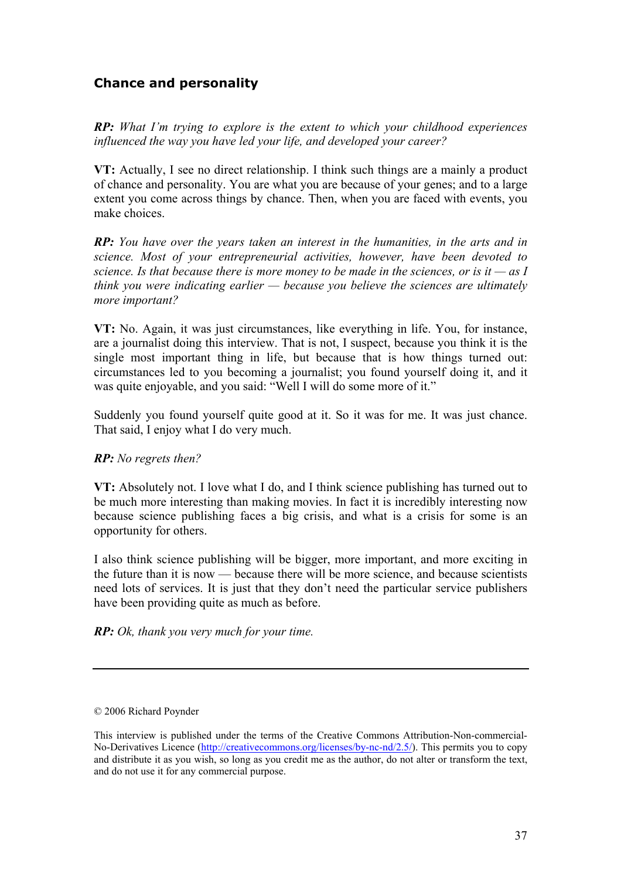## Chance and personality

***RP:** What I'm trying to explore is the extent to which your childhood experiences influenced the way you have led your life, and developed your career?*

**VT:** Actually, I see no direct relationship. I think such things are a mainly a product of chance and personality. You are what you are because of your genes; and to a large extent you come across things by chance. Then, when you are faced with events, you make choices.

***RP:** You have over the years taken an interest in the humanities, in the arts and in science. Most of your entrepreneurial activities, however, have been devoted to science. Is that because there is more money to be made in the sciences, or is it — as I think you were indicating earlier — because you believe the sciences are ultimately more important?*

**VT:** No. Again, it was just circumstances, like everything in life. You, for instance, are a journalist doing this interview. That is not, I suspect, because you think it is the single most important thing in life, but because that is how things turned out: circumstances led to you becoming a journalist; you found yourself doing it, and it was quite enjoyable, and you said: "Well I will do some more of it."

Suddenly you found yourself quite good at it. So it was for me. It was just chance. That said, I enjoy what I do very much.

***RP:** No regrets then?*

**VT:** Absolutely not. I love what I do, and I think science publishing has turned out to be much more interesting than making movies. In fact it is incredibly interesting now because science publishing faces a big crisis, and what is a crisis for some is an opportunity for others.

I also think science publishing will be bigger, more important, and more exciting in the future than it is now — because there will be more science, and because scientists need lots of services. It is just that they don't need the particular service publishers have been providing quite as much as before.

***RP:** Ok, thank you very much for your time.*

---

© 2006 Richard Poynder

This interview is published under the terms of the Creative Commons Attribution-Non-commercial-No-Derivatives Licence (http://creativecommons.org/licenses/by-nc-nd/2.5/). This permits you to copy and distribute it as you wish, so long as you credit me as the author, do not alter or transform the text, and do not use it for any commercial purpose.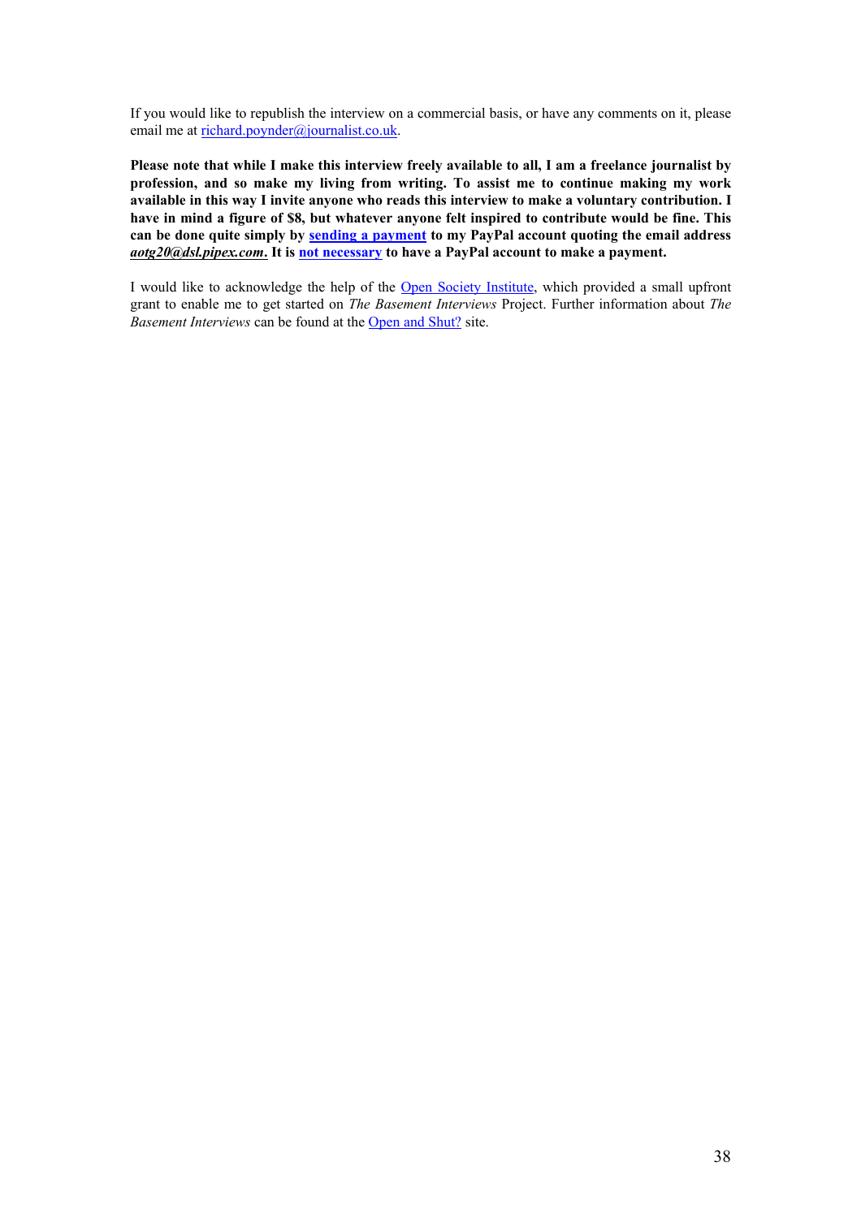If you would like to republish the interview on a commercial basis, or have any comments on it, please email me at richard.poynder@journalist.co.uk.

**Please note that while I make this interview freely available to all, I am a freelance journalist by profession, and so make my living from writing. To assist me to continue making my work available in this way I invite anyone who reads this interview to make a voluntary contribution. I have in mind a figure of $8, but whatever anyone felt inspired to contribute would be fine. This can be done quite simply by sending a payment to my PayPal account quoting the email address *aotg20@dsl.pipex.com*. It is not necessary to have a PayPal account to make a payment.**

I would like to acknowledge the help of the Open Society Institute, which provided a small upfront grant to enable me to get started on *The Basement Interviews* Project. Further information about *The Basement Interviews* can be found at the Open and Shut? site.